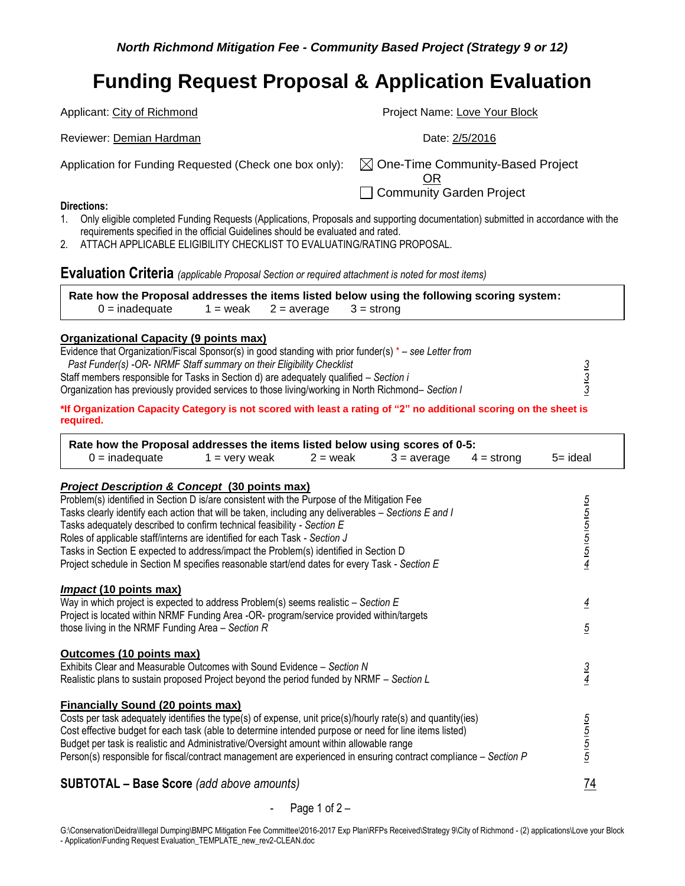*North Richmond Mitigation Fee - Community Based Project (Strategy 9 or 12)*

# Funding Request Proposal & Application Evaluation

Applicant: City of Richmond

Project Name: Love Your Block

Reviewer: Demian Hardman

Date: 2/5/2016

Application for Funding Requested (Check one box only): ☒ One-Time Community-Based Project OR ☐ Community Garden Project

**Directions:**

1. Only eligible completed Funding Requests (Applications, Proposals and supporting documentation) submitted in accordance with the requirements specified in the official Guidelines should be evaluated and rated.
2. ATTACH APPLICABLE ELIGIBILITY CHECKLIST TO EVALUATING/RATING PROPOSAL.

## Evaluation Criteria *(applicable Proposal Section or required attachment is noted for most items)*

**Rate how the Proposal addresses the items listed below using the following scoring system:**
0 = inadequate  1 = weak  2 = average  3 = strong

### Organizational Capacity (9 points max)

| Criteria | Score |
|---|---|
| Evidence that Organization/Fiscal Sponsor(s) in good standing with prior funder(s) * – *see Letter from Past Funder(s) -OR- NRMF Staff summary on their Eligibility Checklist* | 3 |
| Staff members responsible for Tasks in Section d) are adequately qualified – *Section i* | 3 |
| Organization has previously provided services to those living/working in North Richmond– *Section I* | 3 |

**\*If Organization Capacity Category is not scored with least a rating of "2" no additional scoring on the sheet is required.**

**Rate how the Proposal addresses the items listed below using scores of 0-5:**
0 = inadequate  1 = very weak  2 = weak  3 = average  4 = strong  5= ideal

### *Project Description & Concept* (30 points max)

| Criteria | Score |
|---|---|
| Problem(s) identified in Section D is/are consistent with the Purpose of the Mitigation Fee | 5 |
| Tasks clearly identify each action that will be taken, including any deliverables – *Sections E and I* | 5 |
| Tasks adequately described to confirm technical feasibility - *Section E* | 5 |
| Roles of applicable staff/interns are identified for each Task - *Section J* | 5 |
| Tasks in Section E expected to address/impact the Problem(s) identified in Section D | 5 |
| Project schedule in Section M specifies reasonable start/end dates for every Task - *Section E* | 4 |

### *Impact* (10 points max)

| Criteria | Score |
|---|---|
| Way in which project is expected to address Problem(s) seems realistic – *Section E* | 4 |
| Project is located within NRMF Funding Area -OR- program/service provided within/targets those living in the NRMF Funding Area – *Section R* | 5 |

### Outcomes (10 points max)

| Criteria | Score |
|---|---|
| Exhibits Clear and Measurable Outcomes with Sound Evidence – *Section N* | 3 |
| Realistic plans to sustain proposed Project beyond the period funded by NRMF – *Section L* | 4 |

### Financially Sound (20 points max)

| Criteria | Score |
|---|---|
| Costs per task adequately identifies the type(s) of expense, unit price(s)/hourly rate(s) and quantity(ies) | 5 |
| Cost effective budget for each task (able to determine intended purpose or need for line items listed) | 5 |
| Budget per task is realistic and Administrative/Oversight amount within allowable range | 5 |
| Person(s) responsible for fiscal/contract management are experienced in ensuring contract compliance – *Section P* | 5 |

**SUBTOTAL – Base Score** *(add above amounts)* 74

G:\Conservation\Deidra\Illegal Dumping\BMPC Mitigation Fee Committee\2016-2017 Exp Plan\RFPs Received\Strategy 9\City of Richmond - (2) applications\Love your Block - Application\Funding Request Evaluation_TEMPLATE_new_rev2-CLEAN.doc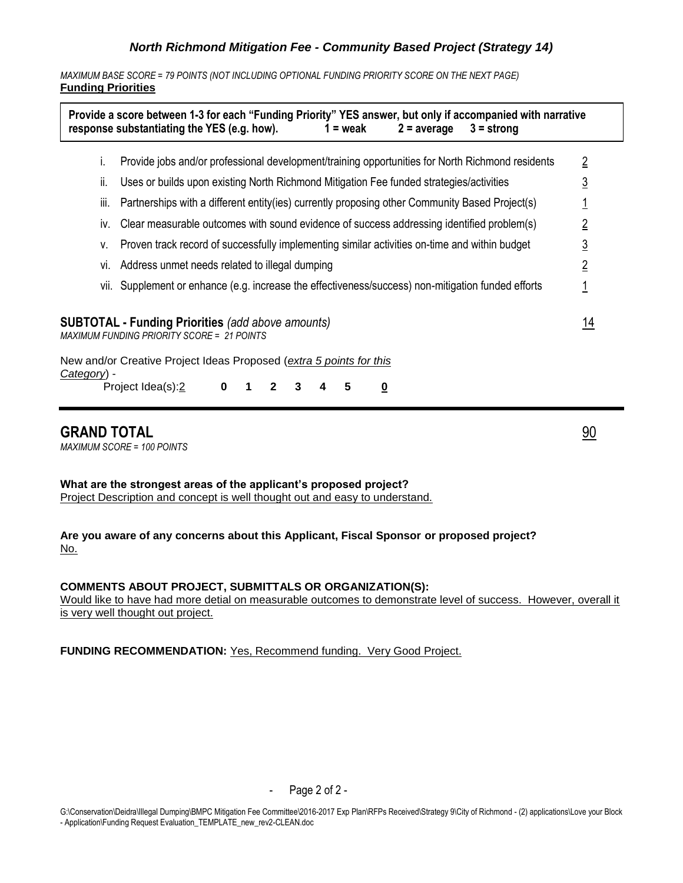### *North Richmond Mitigation Fee - Community Based Project (Strategy 14)*

*MAXIMUM BASE SCORE = 79 POINTS (NOT INCLUDING OPTIONAL FUNDING PRIORITY SCORE ON THE NEXT PAGE)*

**Funding Priorities**

**Provide a score between 1-3 for each "Funding Priority" YES answer, but only if accompanied with narrative response substantiating the YES (e.g. how). 1 = weak 2 = average 3 = strong**

| | | |
|---|---|---|
| i. | Provide jobs and/or professional development/training opportunities for North Richmond residents | 2 |
| ii. | Uses or builds upon existing North Richmond Mitigation Fee funded strategies/activities | 3 |
| iii. | Partnerships with a different entity(ies) currently proposing other Community Based Project(s) | 1 |
| iv. | Clear measurable outcomes with sound evidence of success addressing identified problem(s) | 2 |
| v. | Proven track record of successfully implementing similar activities on-time and within budget | 3 |
| vi. | Address unmet needs related to illegal dumping | 2 |
| vii. | Supplement or enhance (e.g. increase the effectiveness/success) non-mitigation funded efforts | 1 |

**SUBTOTAL - Funding Priorities** *(add above amounts)* 14

*MAXIMUM FUNDING PRIORITY SCORE = 21 POINTS*

New and/or Creative Project Ideas Proposed (*extra 5 points for this Category*) -

Project Idea(s): 2 **0 1 2 3 4 5** **0**

## GRAND TOTAL 90

*MAXIMUM SCORE = 100 POINTS*

**What are the strongest areas of the applicant's proposed project?**
Project Description and concept is well thought out and easy to understand.

**Are you aware of any concerns about this Applicant, Fiscal Sponsor or proposed project?**
No.

**COMMENTS ABOUT PROJECT, SUBMITTALS OR ORGANIZATION(S):**
Would like to have had more detial on measurable outcomes to demonstrate level of success. However, overall it is very well thought out project.

**FUNDING RECOMMENDATION:** Yes, Recommend funding. Very Good Project.

G:\Conservation\Deidra\Illegal Dumping\BMPC Mitigation Fee Committee\2016-2017 Exp Plan\RFPs Received\Strategy 9\City of Richmond - (2) applications\Love your Block - Application\Funding Request Evaluation_TEMPLATE_new_rev2-CLEAN.doc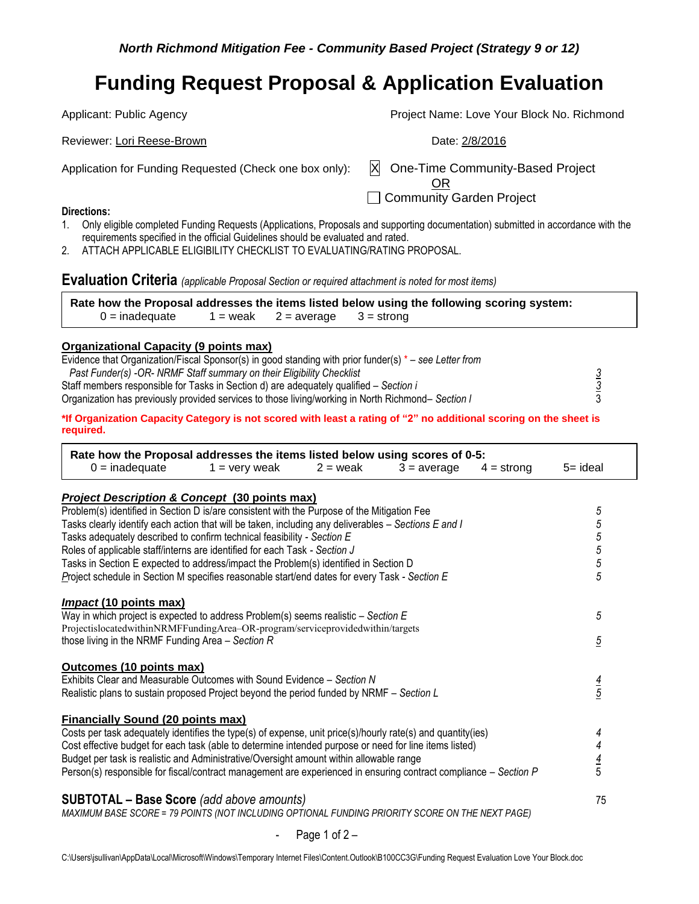*North Richmond Mitigation Fee - Community Based Project (Strategy 9 or 12)*

# Funding Request Proposal & Application Evaluation

Applicant: Public Agency

Project Name: Love Your Block No. Richmond

Reviewer: Lori Reese-Brown

Date: 2/8/2016

Application for Funding Requested (Check one box only): [X] One-Time Community-Based Project OR [ ] Community Garden Project

**Directions:**

1. Only eligible completed Funding Requests (Applications, Proposals and supporting documentation) submitted in accordance with the requirements specified in the official Guidelines should be evaluated and rated.
2. ATTACH APPLICABLE ELIGIBILITY CHECKLIST TO EVALUATING/RATING PROPOSAL.

## Evaluation Criteria *(applicable Proposal Section or required attachment is noted for most items)*

**Rate how the Proposal addresses the items listed below using the following scoring system:**
0 = inadequate 1 = weak 2 = average 3 = strong

### Organizational Capacity (9 points max)

| Item | Score |
|---|---|
| Evidence that Organization/Fiscal Sponsor(s) in good standing with prior funder(s) * – *see Letter from Past Funder(s) -OR- NRMF Staff summary on their Eligibility Checklist* | 3 |
| Staff members responsible for Tasks in Section d) are adequately qualified – *Section i* | 3 |
| Organization has previously provided services to those living/working in North Richmond– *Section I* | 3 |

***If Organization Capacity Category is not scored with least a rating of "2" no additional scoring on the sheet is required.**

**Rate how the Proposal addresses the items listed below using scores of 0-5:**
0 = inadequate 1 = very weak 2 = weak 3 = average 4 = strong 5= ideal

### *Project Description & Concept* (30 points max)

| Item | Score |
|---|---|
| Problem(s) identified in Section D is/are consistent with the Purpose of the Mitigation Fee | 5 |
| Tasks clearly identify each action that will be taken, including any deliverables – *Sections E and I* | 5 |
| Tasks adequately described to confirm technical feasibility - *Section E* | 5 |
| Roles of applicable staff/interns are identified for each Task - *Section J* | 5 |
| Tasks in Section E expected to address/impact the Problem(s) identified in Section D | 5 |
| Project schedule in Section M specifies reasonable start/end dates for every Task - *Section E* | 5 |

### *Impact* (10 points max)

| Item | Score |
|---|---|
| Way in which project is expected to address Problem(s) seems realistic – *Section E* | 5 |
| ProjectislocatedwithinNRMFFundingArea–OR-program/serviceprovidedwithin/targets those living in the NRMF Funding Area – *Section R* | 5 |

### Outcomes (10 points max)

| Item | Score |
|---|---|
| Exhibits Clear and Measurable Outcomes with Sound Evidence – *Section N* | 4 |
| Realistic plans to sustain proposed Project beyond the period funded by NRMF – *Section L* | 5 |

### Financially Sound (20 points max)

| Item | Score |
|---|---|
| Costs per task adequately identifies the type(s) of expense, unit price(s)/hourly rate(s) and quantity(ies) | 4 |
| Cost effective budget for each task (able to determine intended purpose or need for line items listed) | 4 |
| Budget per task is realistic and Administrative/Oversight amount within allowable range | 4 |
| Person(s) responsible for fiscal/contract management are experienced in ensuring contract compliance – *Section P* | 5 |

**SUBTOTAL – Base Score** *(add above amounts)* 75

*MAXIMUM BASE SCORE = 79 POINTS (NOT INCLUDING OPTIONAL FUNDING PRIORITY SCORE ON THE NEXT PAGE)*

C:\Users\jsullivan\AppData\Local\Microsoft\Windows\Temporary Internet Files\Content.Outlook\B100CC3G\Funding Request Evaluation Love Your Block.doc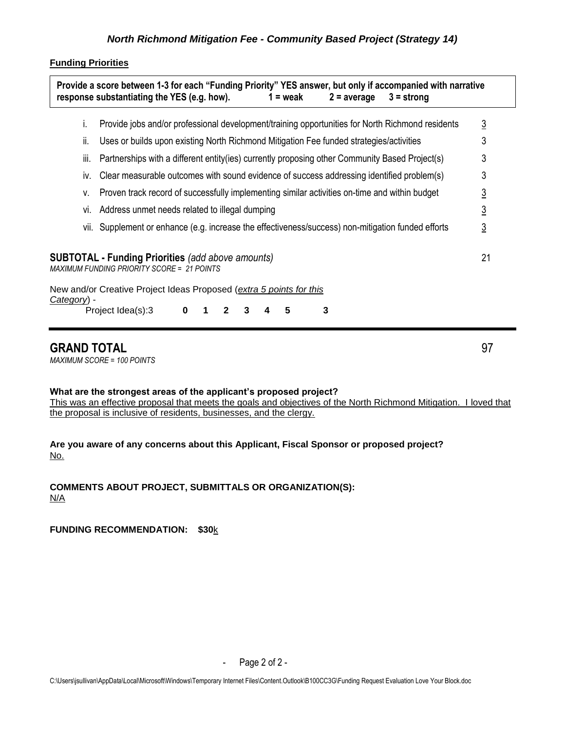### *North Richmond Mitigation Fee - Community Based Project (Strategy 14)*

**Funding Priorities**

**Provide a score between 1-3 for each "Funding Priority" YES answer, but only if accompanied with narrative response substantiating the YES (e.g. how).   1 = weak   2 = average   3 = strong**

| | | |
|---|---|---|
| i. | Provide jobs and/or professional development/training opportunities for North Richmond residents | 3 |
| ii. | Uses or builds upon existing North Richmond Mitigation Fee funded strategies/activities | 3 |
| iii. | Partnerships with a different entity(ies) currently proposing other Community Based Project(s) | 3 |
| iv. | Clear measurable outcomes with sound evidence of success addressing identified problem(s) | 3 |
| v. | Proven track record of successfully implementing similar activities on-time and within budget | 3 |
| vi. | Address unmet needs related to illegal dumping | 3 |
| vii. | Supplement or enhance (e.g. increase the effectiveness/success) non-mitigation funded efforts | 3 |

**SUBTOTAL - Funding Priorities** *(add above amounts)* 21

*MAXIMUM FUNDING PRIORITY SCORE = 21 POINTS*

New and/or Creative Project Ideas Proposed (*extra 5 points for this Category*) -

Project Idea(s):3   **0 1 2 3 4 5**   **3**

## GRAND TOTAL 97

*MAXIMUM SCORE = 100 POINTS*

**What are the strongest areas of the applicant's proposed project?**

This was an effective proposal that meets the goals and objectives of the North Richmond Mitigation. I loved that the proposal is inclusive of residents, businesses, and the clergy.

**Are you aware of any concerns about this Applicant, Fiscal Sponsor or proposed project?**

No.

**COMMENTS ABOUT PROJECT, SUBMITTALS OR ORGANIZATION(S):**

N/A

**FUNDING RECOMMENDATION: $30**k

C:\Users\jsullivan\AppData\Local\Microsoft\Windows\Temporary Internet Files\Content.Outlook\B100CC3G\Funding Request Evaluation Love Your Block.doc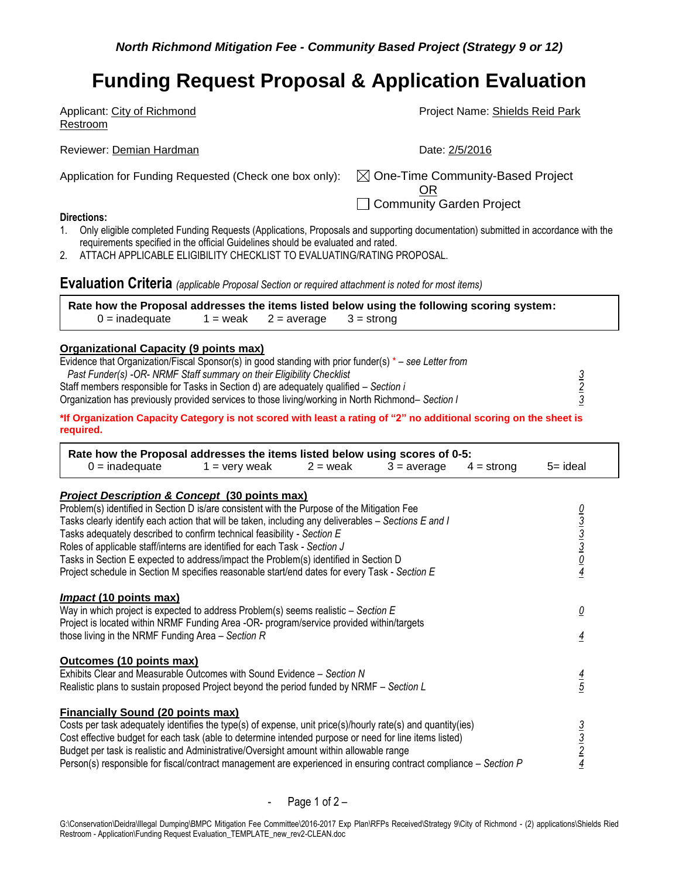*North Richmond Mitigation Fee - Community Based Project (Strategy 9 or 12)*

# Funding Request Proposal & Application Evaluation

Applicant: City of Richmond Restroom

Project Name: Shields Reid Park

Reviewer: Demian Hardman

Date: 2/5/2016

Application for Funding Requested (Check one box only): ☒ One-Time Community-Based Project OR ☐ Community Garden Project

**Directions:**

1. Only eligible completed Funding Requests (Applications, Proposals and supporting documentation) submitted in accordance with the requirements specified in the official Guidelines should be evaluated and rated.
2. ATTACH APPLICABLE ELIGIBILITY CHECKLIST TO EVALUATING/RATING PROPOSAL.

## Evaluation Criteria *(applicable Proposal Section or required attachment is noted for most items)*

**Rate how the Proposal addresses the items listed below using the following scoring system:**
0 = inadequate 1 = weak 2 = average 3 = strong

### Organizational Capacity (9 points max)

| Item | Score |
|---|---|
| Evidence that Organization/Fiscal Sponsor(s) in good standing with prior funder(s) * – *see Letter from Past Funder(s) -OR- NRMF Staff summary on their Eligibility Checklist* | 3 |
| Staff members responsible for Tasks in Section d) are adequately qualified – *Section i* | 2 |
| Organization has previously provided services to those living/working in North Richmond– *Section I* | 3 |

***If Organization Capacity Category is not scored with least a rating of "2" no additional scoring on the sheet is required.**

**Rate how the Proposal addresses the items listed below using scores of 0-5:**
0 = inadequate 1 = very weak 2 = weak 3 = average 4 = strong 5= ideal

### *Project Description & Concept* (30 points max)

| Item | Score |
|---|---|
| Problem(s) identified in Section D is/are consistent with the Purpose of the Mitigation Fee | 0 |
| Tasks clearly identify each action that will be taken, including any deliverables – *Sections E and I* | 3 |
| Tasks adequately described to confirm technical feasibility - *Section E* | 3 |
| Roles of applicable staff/interns are identified for each Task - *Section J* | 3 |
| Tasks in Section E expected to address/impact the Problem(s) identified in Section D | 0 |
| Project schedule in Section M specifies reasonable start/end dates for every Task - *Section E* | 4 |

### *Impact* (10 points max)

| Item | Score |
|---|---|
| Way in which project is expected to address Problem(s) seems realistic – *Section E* | 0 |
| Project is located within NRMF Funding Area -OR- program/service provided within/targets those living in the NRMF Funding Area – *Section R* | 4 |

### Outcomes (10 points max)

| Item | Score |
|---|---|
| Exhibits Clear and Measurable Outcomes with Sound Evidence – *Section N* | 4 |
| Realistic plans to sustain proposed Project beyond the period funded by NRMF – *Section L* | 5 |

### Financially Sound (20 points max)

| Item | Score |
|---|---|
| Costs per task adequately identifies the type(s) of expense, unit price(s)/hourly rate(s) and quantity(ies) | 3 |
| Cost effective budget for each task (able to determine intended purpose or need for line items listed) | 3 |
| Budget per task is realistic and Administrative/Oversight amount within allowable range | 2 |
| Person(s) responsible for fiscal/contract management are experienced in ensuring contract compliance – *Section P* | 4 |

G:\Conservation\Deidra\Illegal Dumping\BMPC Mitigation Fee Committee\2016-2017 Exp Plan\RFPs Received\Strategy 9\City of Richmond - (2) applications\Shields Ried Restroom - Application\Funding Request Evaluation_TEMPLATE_new_rev2-CLEAN.doc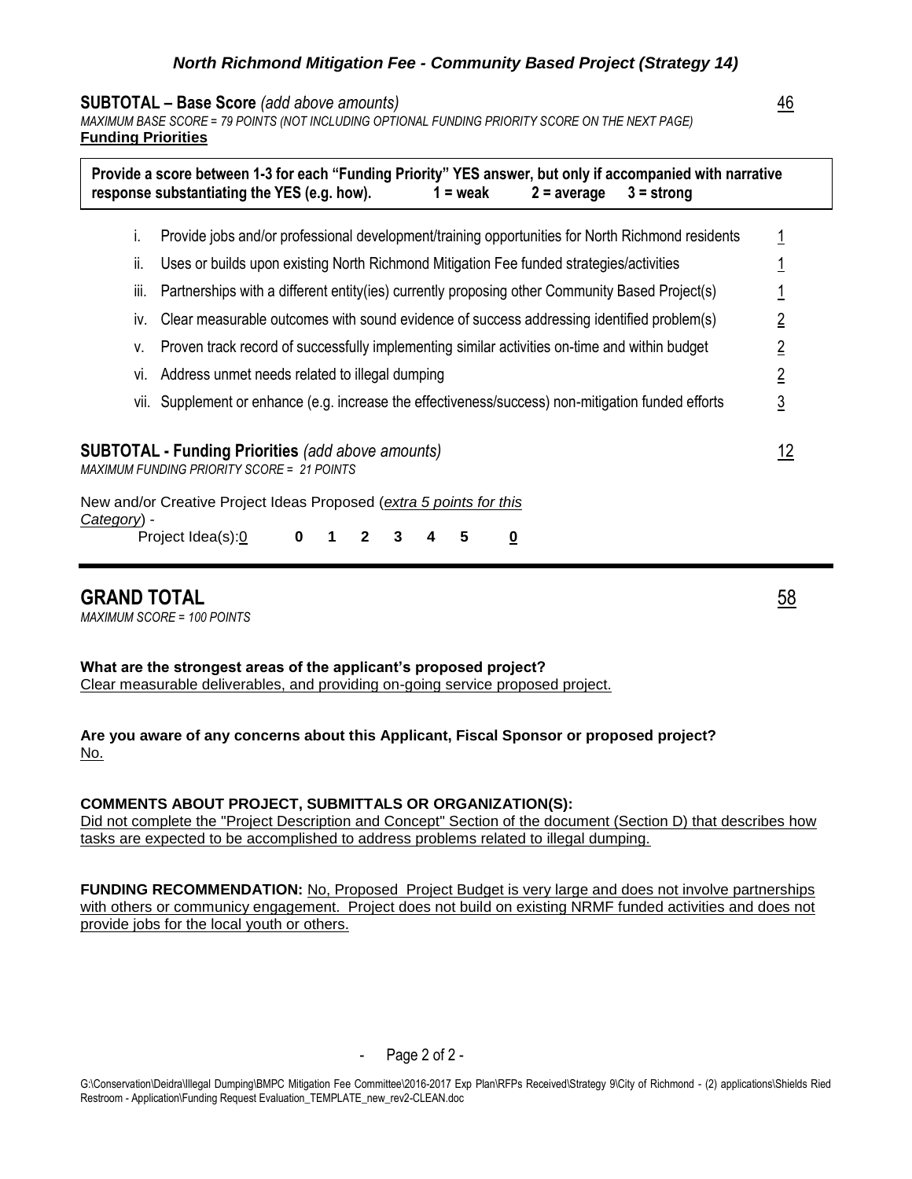### *North Richmond Mitigation Fee - Community Based Project (Strategy 14)*

**SUBTOTAL – Base Score** *(add above amounts)* 46

*MAXIMUM BASE SCORE = 79 POINTS (NOT INCLUDING OPTIONAL FUNDING PRIORITY SCORE ON THE NEXT PAGE)*

**Funding Priorities**

**Provide a score between 1-3 for each "Funding Priority" YES answer, but only if accompanied with narrative response substantiating the YES (e.g. how). 1 = weak 2 = average 3 = strong**

| | | |
|---|---|---|
| i. | Provide jobs and/or professional development/training opportunities for North Richmond residents | 1 |
| ii. | Uses or builds upon existing North Richmond Mitigation Fee funded strategies/activities | 1 |
| iii. | Partnerships with a different entity(ies) currently proposing other Community Based Project(s) | 1 |
| iv. | Clear measurable outcomes with sound evidence of success addressing identified problem(s) | 2 |
| v. | Proven track record of successfully implementing similar activities on-time and within budget | 2 |
| vi. | Address unmet needs related to illegal dumping | 2 |
| vii. | Supplement or enhance (e.g. increase the effectiveness/success) non-mitigation funded efforts | 3 |

**SUBTOTAL - Funding Priorities** *(add above amounts)* 12

*MAXIMUM FUNDING PRIORITY SCORE = 21 POINTS*

New and/or Creative Project Ideas Proposed (*extra 5 points for this Category*) -

Project Idea(s): 0 **0 1 2 3 4 5** **0**

---

## GRAND TOTAL 58

*MAXIMUM SCORE = 100 POINTS*

**What are the strongest areas of the applicant's proposed project?**
Clear measurable deliverables, and providing on-going service proposed project.

**Are you aware of any concerns about this Applicant, Fiscal Sponsor or proposed project?**
No.

**COMMENTS ABOUT PROJECT, SUBMITTALS OR ORGANIZATION(S):**
Did not complete the "Project Description and Concept" Section of the document (Section D) that describes how tasks are expected to be accomplished to address problems related to illegal dumping.

**FUNDING RECOMMENDATION:** No, Proposed Project Budget is very large and does not involve partnerships with others or communicy engagement. Project does not build on existing NRMF funded activities and does not provide jobs for the local youth or others.

G:\Conservation\Deidra\Illegal Dumping\BMPC Mitigation Fee Committee\2016-2017 Exp Plan\RFPs Received\Strategy 9\City of Richmond - (2) applications\Shields Ried Restroom - Application\Funding Request Evaluation_TEMPLATE_new_rev2-CLEAN.doc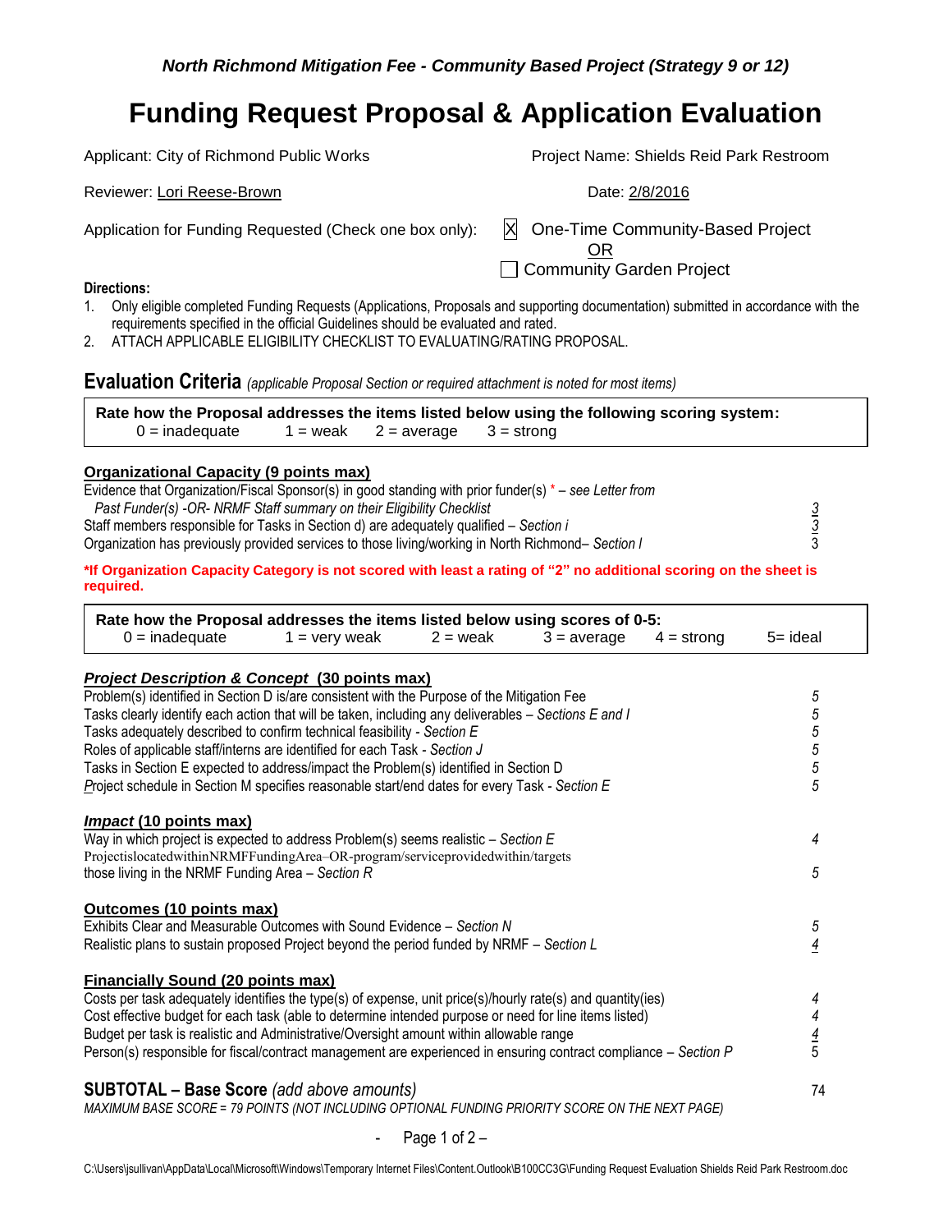*North Richmond Mitigation Fee - Community Based Project (Strategy 9 or 12)*

# Funding Request Proposal & Application Evaluation

Applicant: City of Richmond Public Works

Project Name: Shields Reid Park Restroom

Reviewer: Lori Reese-Brown

Date: 2/8/2016

Application for Funding Requested (Check one box only):

[X] One-Time Community-Based Project

OR

[ ] Community Garden Project

**Directions:**

1. Only eligible completed Funding Requests (Applications, Proposals and supporting documentation) submitted in accordance with the requirements specified in the official Guidelines should be evaluated and rated.
2. ATTACH APPLICABLE ELIGIBILITY CHECKLIST TO EVALUATING/RATING PROPOSAL.

## Evaluation Criteria *(applicable Proposal Section or required attachment is noted for most items)*

**Rate how the Proposal addresses the items listed below using the following scoring system:**
0 = inadequate 1 = weak 2 = average 3 = strong

### Organizational Capacity (9 points max)

| Criteria | Score |
|---|---|
| Evidence that Organization/Fiscal Sponsor(s) in good standing with prior funder(s) * – *see Letter from Past Funder(s) -OR- NRMF Staff summary on their Eligibility Checklist* | 3 |
| Staff members responsible for Tasks in Section d) are adequately qualified – *Section i* | 3 |
| Organization has previously provided services to those living/working in North Richmond– *Section l* | 3 |

***If Organization Capacity Category is not scored with least a rating of "2" no additional scoring on the sheet is required.**

**Rate how the Proposal addresses the items listed below using scores of 0-5:**
0 = inadequate 1 = very weak 2 = weak 3 = average 4 = strong 5= ideal

### *Project Description & Concept* (30 points max)

| Criteria | Score |
|---|---|
| Problem(s) identified in Section D is/are consistent with the Purpose of the Mitigation Fee | 5 |
| Tasks clearly identify each action that will be taken, including any deliverables – *Sections E and I* | 5 |
| Tasks adequately described to confirm technical feasibility - *Section E* | 5 |
| Roles of applicable staff/interns are identified for each Task - *Section J* | 5 |
| Tasks in Section E expected to address/impact the Problem(s) identified in Section D | 5 |
| Project schedule in Section M specifies reasonable start/end dates for every Task - *Section E* | 5 |

### *Impact* (10 points max)

| Criteria | Score |
|---|---|
| Way in which project is expected to address Problem(s) seems realistic – *Section E* | 4 |
| Project is located within NRMF Funding Area –OR- program/service provided within/targets those living in the NRMF Funding Area – *Section R* | 5 |

### Outcomes (10 points max)

| Criteria | Score |
|---|---|
| Exhibits Clear and Measurable Outcomes with Sound Evidence – *Section N* | 5 |
| Realistic plans to sustain proposed Project beyond the period funded by NRMF – *Section L* | 4 |

### Financially Sound (20 points max)

| Criteria | Score |
|---|---|
| Costs per task adequately identifies the type(s) of expense, unit price(s)/hourly rate(s) and quantity(ies) | 4 |
| Cost effective budget for each task (able to determine intended purpose or need for line items listed) | 4 |
| Budget per task is realistic and Administrative/Oversight amount within allowable range | 4 |
| Person(s) responsible for fiscal/contract management are experienced in ensuring contract compliance – *Section P* | 5 |

**SUBTOTAL – Base Score** *(add above amounts)* 74

*MAXIMUM BASE SCORE = 79 POINTS (NOT INCLUDING OPTIONAL FUNDING PRIORITY SCORE ON THE NEXT PAGE)*

C:\Users\jsullivan\AppData\Local\Microsoft\Windows\Temporary Internet Files\Content.Outlook\B100CC3G\Funding Request Evaluation Shields Reid Park Restroom.doc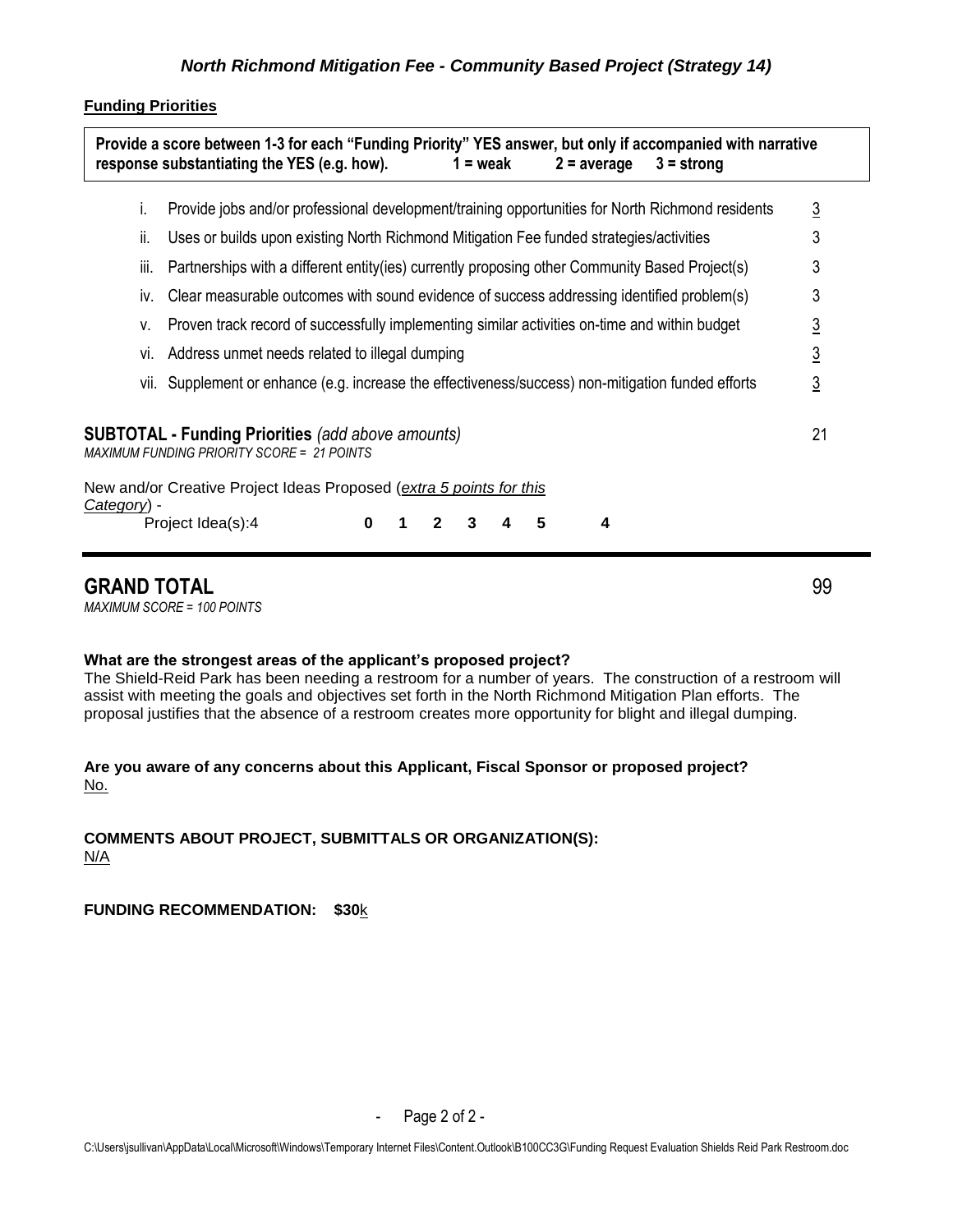*North Richmond Mitigation Fee - Community Based Project (Strategy 14)*

**Funding Priorities**

**Provide a score between 1-3 for each "Funding Priority" YES answer, but only if accompanied with narrative response substantiating the YES (e.g. how).   1 = weak   2 = average   3 = strong**

| | | |
|---|---|---|
| i. | Provide jobs and/or professional development/training opportunities for North Richmond residents | 3 |
| ii. | Uses or builds upon existing North Richmond Mitigation Fee funded strategies/activities | 3 |
| iii. | Partnerships with a different entity(ies) currently proposing other Community Based Project(s) | 3 |
| iv. | Clear measurable outcomes with sound evidence of success addressing identified problem(s) | 3 |
| v. | Proven track record of successfully implementing similar activities on-time and within budget | 3 |
| vi. | Address unmet needs related to illegal dumping | 3 |
| vii. | Supplement or enhance (e.g. increase the effectiveness/success) non-mitigation funded efforts | 3 |

**SUBTOTAL - Funding Priorities** *(add above amounts)* 21

*MAXIMUM FUNDING PRIORITY SCORE = 21 POINTS*

New and/or Creative Project Ideas Proposed (*extra 5 points for this Category*) -

Project Idea(s):4   **0 1 2 3 4 5**   **4**

## GRAND TOTAL 99

*MAXIMUM SCORE = 100 POINTS*

**What are the strongest areas of the applicant's proposed project?**

The Shield-Reid Park has been needing a restroom for a number of years. The construction of a restroom will assist with meeting the goals and objectives set forth in the North Richmond Mitigation Plan efforts. The proposal justifies that the absence of a restroom creates more opportunity for blight and illegal dumping.

**Are you aware of any concerns about this Applicant, Fiscal Sponsor or proposed project?**

No.

**COMMENTS ABOUT PROJECT, SUBMITTALS OR ORGANIZATION(S):**

N/A

**FUNDING RECOMMENDATION: $30**k

C:\Users\jsullivan\AppData\Local\Microsoft\Windows\Temporary Internet Files\Content.Outlook\B100CC3G\Funding Request Evaluation Shields Reid Park Restroom.doc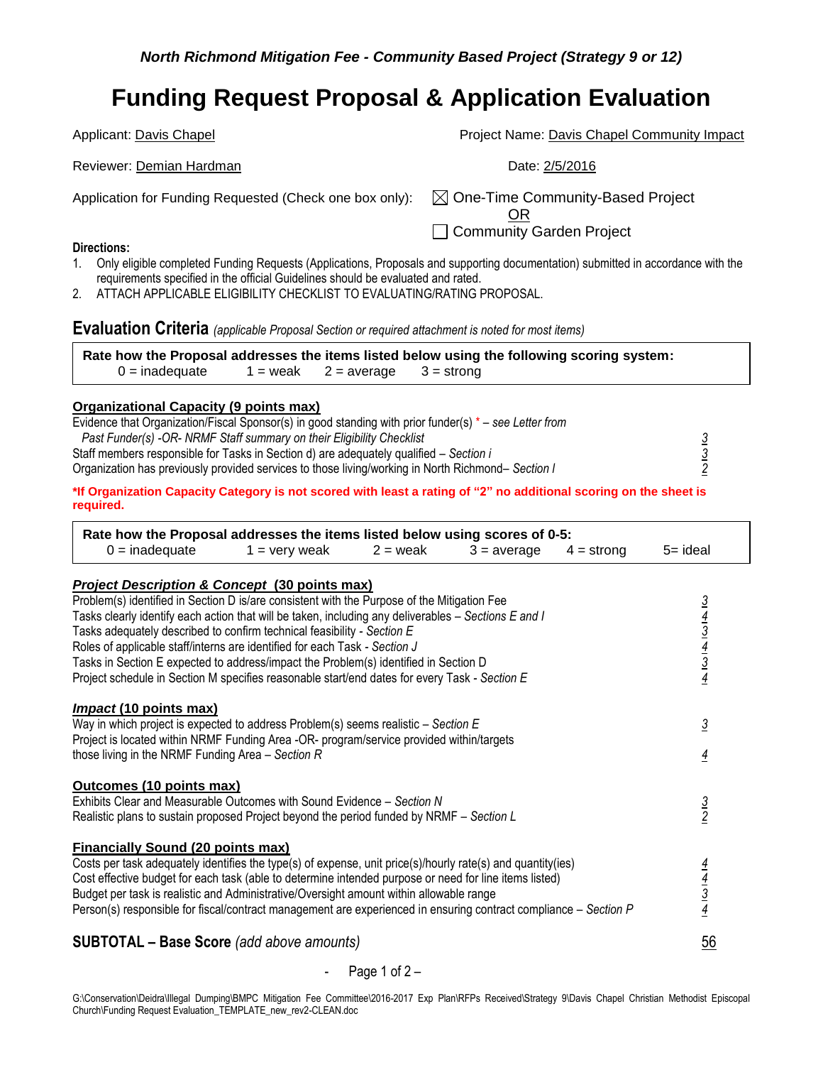*North Richmond Mitigation Fee - Community Based Project (Strategy 9 or 12)*

# Funding Request Proposal & Application Evaluation

Applicant: Davis Chapel Project Name: Davis Chapel Community Impact

Reviewer: Demian Hardman Date: 2/5/2016

Application for Funding Requested (Check one box only): ☒ One-Time Community-Based Project OR ☐ Community Garden Project

**Directions:**

1. Only eligible completed Funding Requests (Applications, Proposals and supporting documentation) submitted in accordance with the requirements specified in the official Guidelines should be evaluated and rated.
2. ATTACH APPLICABLE ELIGIBILITY CHECKLIST TO EVALUATING/RATING PROPOSAL.

## Evaluation Criteria *(applicable Proposal Section or required attachment is noted for most items)*

**Rate how the Proposal addresses the items listed below using the following scoring system:**
0 = inadequate 1 = weak 2 = average 3 = strong

### Organizational Capacity (9 points max)

| Item | Score |
|---|---|
| Evidence that Organization/Fiscal Sponsor(s) in good standing with prior funder(s) * – *see Letter from Past Funder(s) -OR- NRMF Staff summary on their Eligibility Checklist* | 3 |
| Staff members responsible for Tasks in Section d) are adequately qualified – *Section i* | 3 |
| Organization has previously provided services to those living/working in North Richmond– *Section I* | 2 |

**\*If Organization Capacity Category is not scored with least a rating of "2" no additional scoring on the sheet is required.**

**Rate how the Proposal addresses the items listed below using scores of 0-5:**
0 = inadequate 1 = very weak 2 = weak 3 = average 4 = strong 5= ideal

### *Project Description & Concept* (30 points max)

| Item | Score |
|---|---|
| Problem(s) identified in Section D is/are consistent with the Purpose of the Mitigation Fee | 3 |
| Tasks clearly identify each action that will be taken, including any deliverables – *Sections E and I* | 4 |
| Tasks adequately described to confirm technical feasibility - *Section E* | 3 |
| Roles of applicable staff/interns are identified for each Task - *Section J* | 4 |
| Tasks in Section E expected to address/impact the Problem(s) identified in Section D | 3 |
| Project schedule in Section M specifies reasonable start/end dates for every Task - *Section E* | 4 |

### *Impact* (10 points max)

| Item | Score |
|---|---|
| Way in which project is expected to address Problem(s) seems realistic – *Section E* | 3 |
| Project is located within NRMF Funding Area -OR- program/service provided within/targets those living in the NRMF Funding Area – *Section R* | 4 |

### Outcomes (10 points max)

| Item | Score |
|---|---|
| Exhibits Clear and Measurable Outcomes with Sound Evidence – *Section N* | 3 |
| Realistic plans to sustain proposed Project beyond the period funded by NRMF – *Section L* | 2 |

### Financially Sound (20 points max)

| Item | Score |
|---|---|
| Costs per task adequately identifies the type(s) of expense, unit price(s)/hourly rate(s) and quantity(ies) | 4 |
| Cost effective budget for each task (able to determine intended purpose or need for line items listed) | 4 |
| Budget per task is realistic and Administrative/Oversight amount within allowable range | 3 |
| Person(s) responsible for fiscal/contract management are experienced in ensuring contract compliance – *Section P* | 4 |

**SUBTOTAL – Base Score** *(add above amounts)* 56

G:\Conservation\Deidra\Illegal Dumping\BMPC Mitigation Fee Committee\2016-2017 Exp Plan\RFPs Received\Strategy 9\Davis Chapel Christian Methodist Episcopal Church\Funding Request Evaluation_TEMPLATE_new_rev2-CLEAN.doc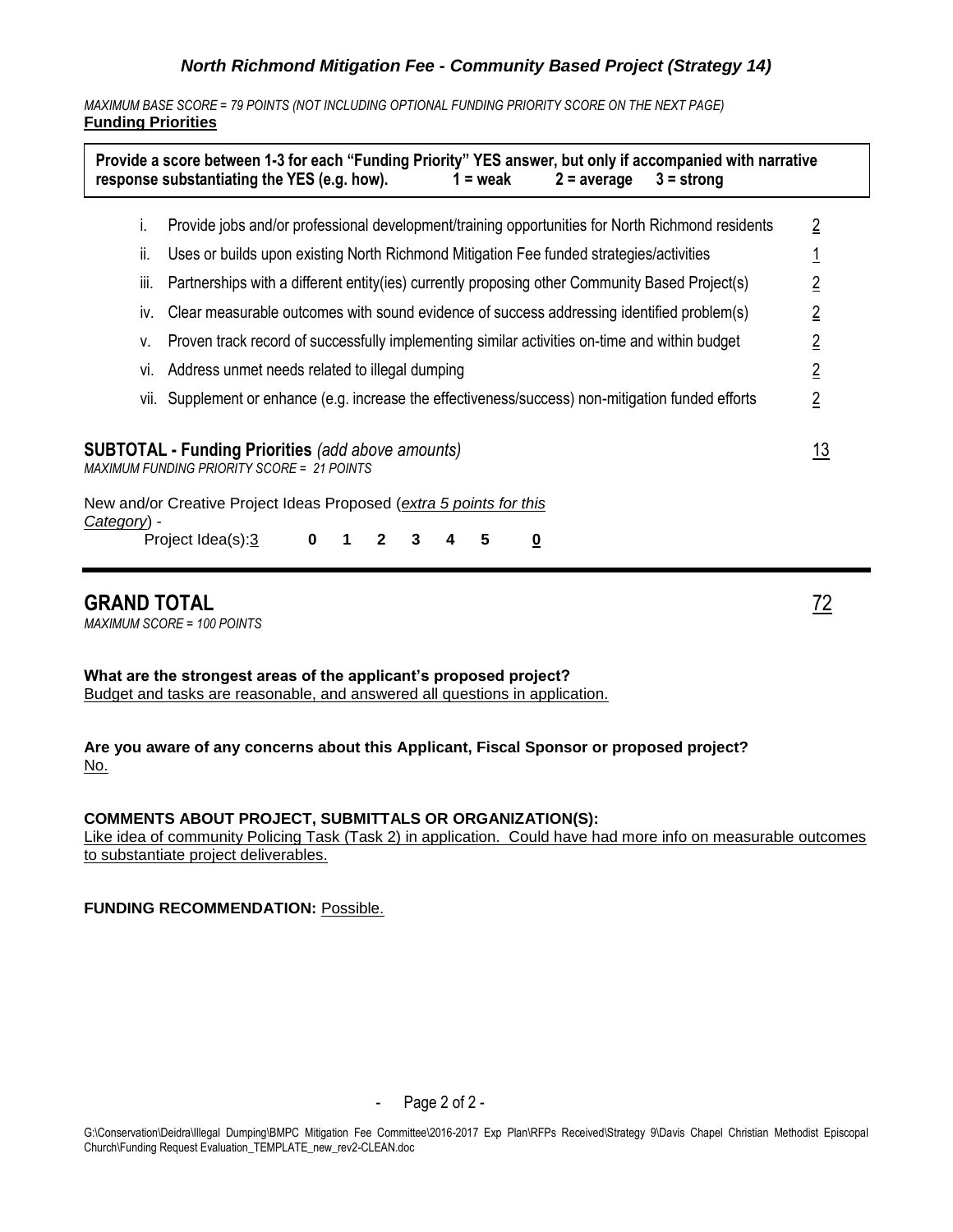*North Richmond Mitigation Fee - Community Based Project (Strategy 14)*

*MAXIMUM BASE SCORE = 79 POINTS (NOT INCLUDING OPTIONAL FUNDING PRIORITY SCORE ON THE NEXT PAGE)*

**Funding Priorities**

**Provide a score between 1-3 for each "Funding Priority" YES answer, but only if accompanied with narrative response substantiating the YES (e.g. how). 1 = weak 2 = average 3 = strong**

| | | |
|---|---|---|
| i. | Provide jobs and/or professional development/training opportunities for North Richmond residents | 2 |
| ii. | Uses or builds upon existing North Richmond Mitigation Fee funded strategies/activities | 1 |
| iii. | Partnerships with a different entity(ies) currently proposing other Community Based Project(s) | 2 |
| iv. | Clear measurable outcomes with sound evidence of success addressing identified problem(s) | 2 |
| v. | Proven track record of successfully implementing similar activities on-time and within budget | 2 |
| vi. | Address unmet needs related to illegal dumping | 2 |
| vii. | Supplement or enhance (e.g. increase the effectiveness/success) non-mitigation funded efforts | 2 |

**SUBTOTAL - Funding Priorities** *(add above amounts)* 13

*MAXIMUM FUNDING PRIORITY SCORE = 21 POINTS*

New and/or Creative Project Ideas Proposed (*extra 5 points for this Category*) -

Project Idea(s): 3 **0 1 2 3 4 5** **0**

## GRAND TOTAL 72

*MAXIMUM SCORE = 100 POINTS*

**What are the strongest areas of the applicant's proposed project?**

Budget and tasks are reasonable, and answered all questions in application.

**Are you aware of any concerns about this Applicant, Fiscal Sponsor or proposed project?**

No.

**COMMENTS ABOUT PROJECT, SUBMITTALS OR ORGANIZATION(S):**

Like idea of community Policing Task (Task 2) in application. Could have had more info on measurable outcomes to substantiate project deliverables.

**FUNDING RECOMMENDATION:** Possible.

G:\Conservation\Deidra\Illegal Dumping\BMPC Mitigation Fee Committee\2016-2017 Exp Plan\RFPs Received\Strategy 9\Davis Chapel Christian Methodist Episcopal Church\Funding Request Evaluation_TEMPLATE_new_rev2-CLEAN.doc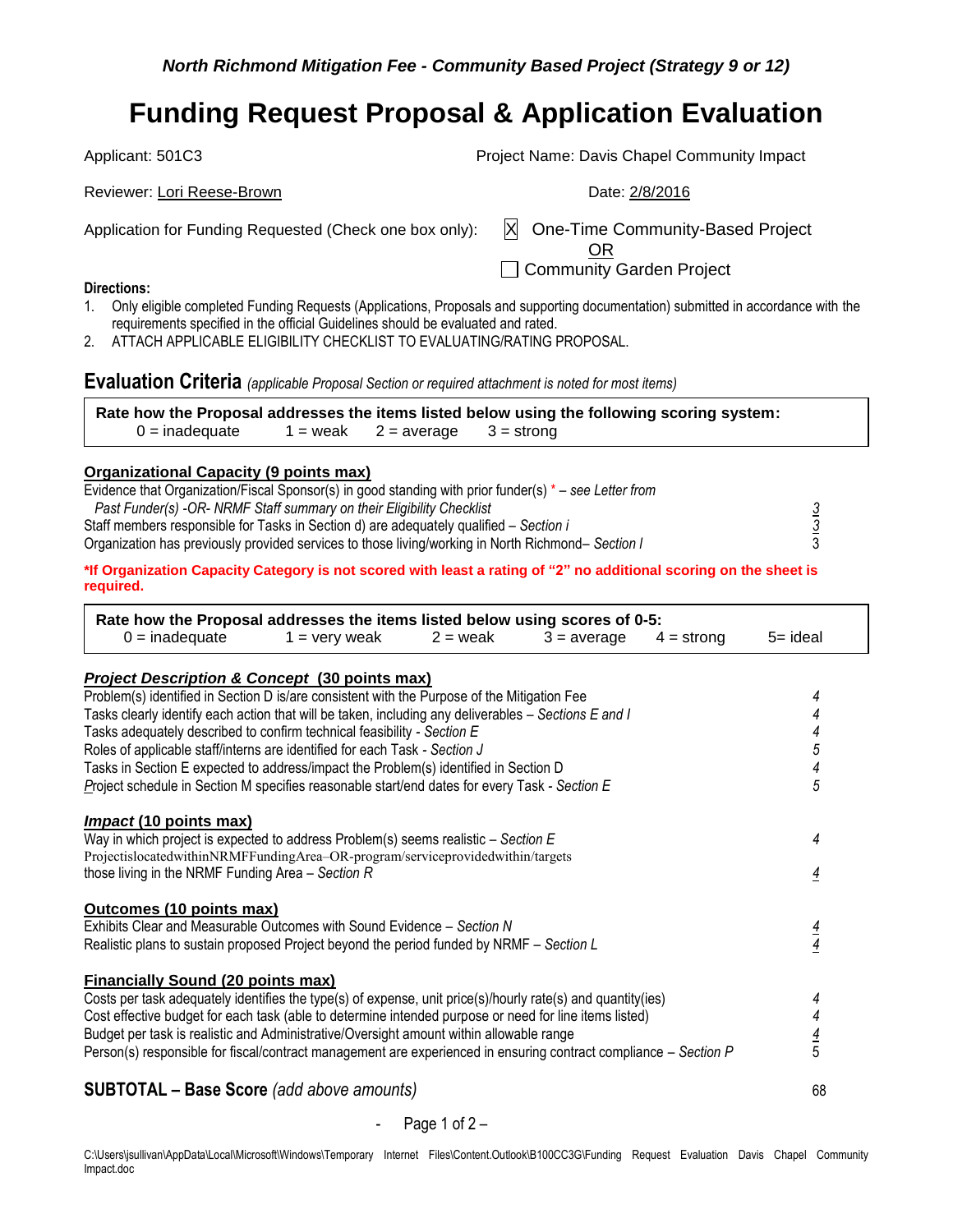*North Richmond Mitigation Fee - Community Based Project (Strategy 9 or 12)*

# Funding Request Proposal & Application Evaluation

Applicant: 501C3 Project Name: Davis Chapel Community Impact

Reviewer: Lori Reese-Brown Date: 2/8/2016

Application for Funding Requested (Check one box only): [X] One-Time Community-Based Project OR [ ] Community Garden Project

**Directions:**

1. Only eligible completed Funding Requests (Applications, Proposals and supporting documentation) submitted in accordance with the requirements specified in the official Guidelines should be evaluated and rated.
2. ATTACH APPLICABLE ELIGIBILITY CHECKLIST TO EVALUATING/RATING PROPOSAL.

## Evaluation Criteria *(applicable Proposal Section or required attachment is noted for most items)*

**Rate how the Proposal addresses the items listed below using the following scoring system:**
0 = inadequate 1 = weak 2 = average 3 = strong

**Organizational Capacity (9 points max)**

| Criteria | Score |
|---|---|
| Evidence that Organization/Fiscal Sponsor(s) in good standing with prior funder(s) * – *see Letter from Past Funder(s) -OR- NRMF Staff summary on their Eligibility Checklist* | 3 |
| Staff members responsible for Tasks in Section d) are adequately qualified – *Section i* | 3 |
| Organization has previously provided services to those living/working in North Richmond– *Section l* | 3 |

***If Organization Capacity Category is not scored with least a rating of "2" no additional scoring on the sheet is required.**

**Rate how the Proposal addresses the items listed below using scores of 0-5:**
0 = inadequate 1 = very weak 2 = weak 3 = average 4 = strong 5= ideal

***Project Description & Concept* (30 points max)**

| Criteria | Score |
|---|---|
| Problem(s) identified in Section D is/are consistent with the Purpose of the Mitigation Fee | 4 |
| Tasks clearly identify each action that will be taken, including any deliverables – *Sections E and I* | 4 |
| Tasks adequately described to confirm technical feasibility - *Section E* | 4 |
| Roles of applicable staff/interns are identified for each Task - *Section J* | 5 |
| Tasks in Section E expected to address/impact the Problem(s) identified in Section D | 4 |
| Project schedule in Section M specifies reasonable start/end dates for every Task - *Section E* | 5 |

***Impact* (10 points max)**

| Criteria | Score |
|---|---|
| Way in which project is expected to address Problem(s) seems realistic – *Section E* | 4 |
| ProjectislocatedwithinNRMFFundingArea–OR-program/serviceprovidedwithin/targets those living in the NRMF Funding Area – *Section R* | 4 |

**Outcomes (10 points max)**

| Criteria | Score |
|---|---|
| Exhibits Clear and Measurable Outcomes with Sound Evidence – *Section N* | 4 |
| Realistic plans to sustain proposed Project beyond the period funded by NRMF – *Section L* | 4 |

**Financially Sound (20 points max)**

| Criteria | Score |
|---|---|
| Costs per task adequately identifies the type(s) of expense, unit price(s)/hourly rate(s) and quantity(ies) | 4 |
| Cost effective budget for each task (able to determine intended purpose or need for line items listed) | 4 |
| Budget per task is realistic and Administrative/Oversight amount within allowable range | 4 |
| Person(s) responsible for fiscal/contract management are experienced in ensuring contract compliance – *Section P* | 5 |

**SUBTOTAL – Base Score** *(add above amounts)* 68

C:\Users\jsullivan\AppData\Local\Microsoft\Windows\Temporary Internet Files\Content.Outlook\B100CC3G\Funding Request Evaluation Davis Chapel Community Impact.doc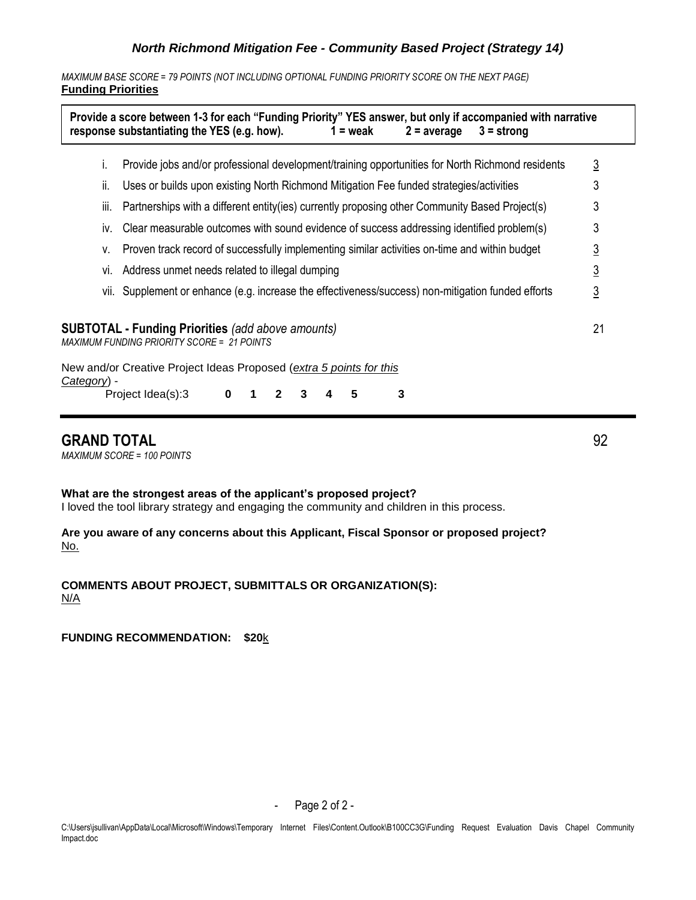### *North Richmond Mitigation Fee - Community Based Project (Strategy 14)*

*MAXIMUM BASE SCORE = 79 POINTS (NOT INCLUDING OPTIONAL FUNDING PRIORITY SCORE ON THE NEXT PAGE)*

**Funding Priorities**

**Provide a score between 1-3 for each "Funding Priority" YES answer, but only if accompanied with narrative response substantiating the YES (e.g. how).   1 = weak   2 = average   3 = strong**

| | | |
|---|---|---|
| i. | Provide jobs and/or professional development/training opportunities for North Richmond residents | 3 |
| ii. | Uses or builds upon existing North Richmond Mitigation Fee funded strategies/activities | 3 |
| iii. | Partnerships with a different entity(ies) currently proposing other Community Based Project(s) | 3 |
| iv. | Clear measurable outcomes with sound evidence of success addressing identified problem(s) | 3 |
| v. | Proven track record of successfully implementing similar activities on-time and within budget | 3 |
| vi. | Address unmet needs related to illegal dumping | 3 |
| vii. | Supplement or enhance (e.g. increase the effectiveness/success) non-mitigation funded efforts | 3 |

**SUBTOTAL - Funding Priorities** *(add above amounts)* 21

*MAXIMUM FUNDING PRIORITY SCORE = 21 POINTS*

New and/or Creative Project Ideas Proposed (*extra 5 points for this Category*) -

Project Idea(s):3   **0 1 2 3 4 5**   **3**

## GRAND TOTAL 92

*MAXIMUM SCORE = 100 POINTS*

**What are the strongest areas of the applicant's proposed project?**

I loved the tool library strategy and engaging the community and children in this process.

**Are you aware of any concerns about this Applicant, Fiscal Sponsor or proposed project?**

No.

**COMMENTS ABOUT PROJECT, SUBMITTALS OR ORGANIZATION(S):**

N/A

**FUNDING RECOMMENDATION: $20**k

C:\Users\jsullivan\AppData\Local\Microsoft\Windows\Temporary Internet Files\Content.Outlook\B100CC3G\Funding Request Evaluation Davis Chapel Community Impact.doc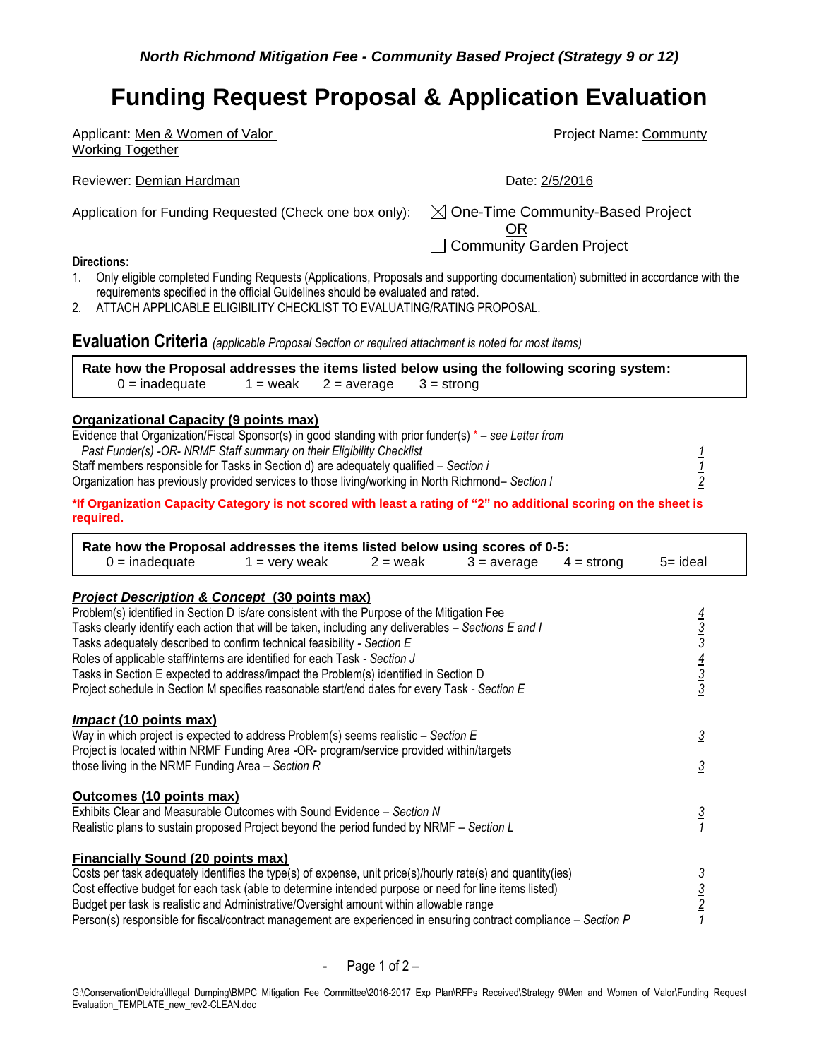*North Richmond Mitigation Fee - Community Based Project (Strategy 9 or 12)*

# Funding Request Proposal & Application Evaluation

Applicant: Men & Women of Valor Working Together

Project Name: Communty

Reviewer: Demian Hardman

Date: 2/5/2016

Application for Funding Requested (Check one box only): ☒ One-Time Community-Based Project OR ☐ Community Garden Project

**Directions:**

1. Only eligible completed Funding Requests (Applications, Proposals and supporting documentation) submitted in accordance with the requirements specified in the official Guidelines should be evaluated and rated.
2. ATTACH APPLICABLE ELIGIBILITY CHECKLIST TO EVALUATING/RATING PROPOSAL.

## Evaluation Criteria *(applicable Proposal Section or required attachment is noted for most items)*

**Rate how the Proposal addresses the items listed below using the following scoring system:**
0 = inadequate 1 = weak 2 = average 3 = strong

### Organizational Capacity (9 points max)

| Criteria | Score |
|---|---|
| Evidence that Organization/Fiscal Sponsor(s) in good standing with prior funder(s) * – *see Letter from Past Funder(s) -OR- NRMF Staff summary on their Eligibility Checklist* | 1 |
| Staff members responsible for Tasks in Section d) are adequately qualified – *Section i* | 1 |
| Organization has previously provided services to those living/working in North Richmond– *Section I* | 2 |

**\*If Organization Capacity Category is not scored with least a rating of "2" no additional scoring on the sheet is required.**

**Rate how the Proposal addresses the items listed below using scores of 0-5:**
0 = inadequate 1 = very weak 2 = weak 3 = average 4 = strong 5= ideal

### *Project Description & Concept* (30 points max)

| Criteria | Score |
|---|---|
| Problem(s) identified in Section D is/are consistent with the Purpose of the Mitigation Fee | 4 |
| Tasks clearly identify each action that will be taken, including any deliverables – *Sections E and I* | 3 |
| Tasks adequately described to confirm technical feasibility - *Section E* | 3 |
| Roles of applicable staff/interns are identified for each Task - *Section J* | 4 |
| Tasks in Section E expected to address/impact the Problem(s) identified in Section D | 3 |
| Project schedule in Section M specifies reasonable start/end dates for every Task - *Section E* | 3 |

### *Impact* (10 points max)

| Criteria | Score |
|---|---|
| Way in which project is expected to address Problem(s) seems realistic – *Section E* | 3 |
| Project is located within NRMF Funding Area -OR- program/service provided within/targets those living in the NRMF Funding Area – *Section R* | 3 |

### Outcomes (10 points max)

| Criteria | Score |
|---|---|
| Exhibits Clear and Measurable Outcomes with Sound Evidence – *Section N* | 3 |
| Realistic plans to sustain proposed Project beyond the period funded by NRMF – *Section L* | 1 |

### Financially Sound (20 points max)

| Criteria | Score |
|---|---|
| Costs per task adequately identifies the type(s) of expense, unit price(s)/hourly rate(s) and quantity(ies) | 3 |
| Cost effective budget for each task (able to determine intended purpose or need for line items listed) | 3 |
| Budget per task is realistic and Administrative/Oversight amount within allowable range | 2 |
| Person(s) responsible for fiscal/contract management are experienced in ensuring contract compliance – *Section P* | 1 |

G:\Conservation\Deidra\Illegal Dumping\BMPC Mitigation Fee Committee\2016-2017 Exp Plan\RFPs Received\Strategy 9\Men and Women of Valor\Funding Request Evaluation_TEMPLATE_new_rev2-CLEAN.doc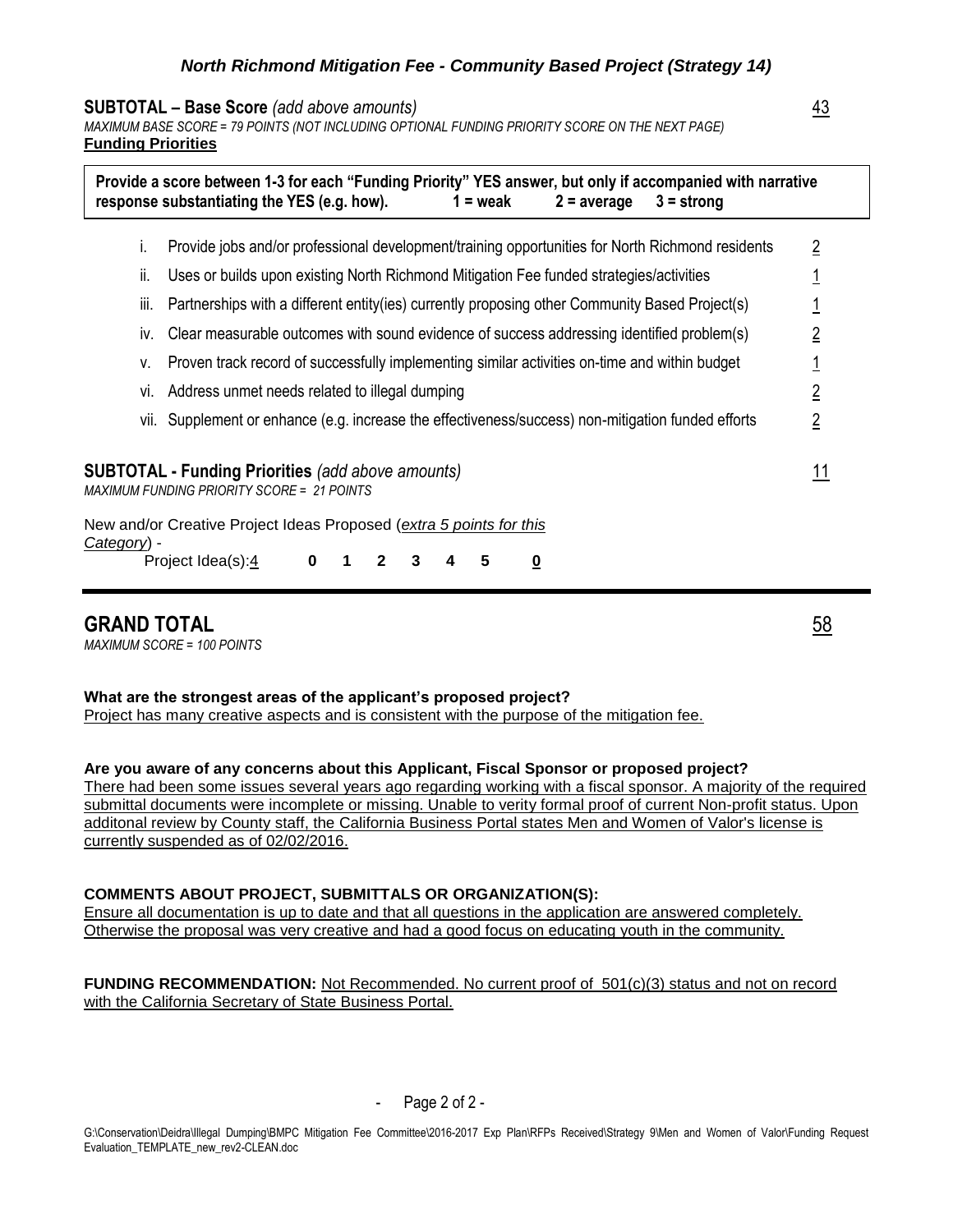## North Richmond Mitigation Fee - Community Based Project (Strategy 14)

**SUBTOTAL – Base Score** *(add above amounts)* 43

*MAXIMUM BASE SCORE = 79 POINTS (NOT INCLUDING OPTIONAL FUNDING PRIORITY SCORE ON THE NEXT PAGE)*

**Funding Priorities**

**Provide a score between 1-3 for each "Funding Priority" YES answer, but only if accompanied with narrative response substantiating the YES (e.g. how). 1 = weak 2 = average 3 = strong**

| | | |
|---|---|---|
| i. | Provide jobs and/or professional development/training opportunities for North Richmond residents | 2 |
| ii. | Uses or builds upon existing North Richmond Mitigation Fee funded strategies/activities | 1 |
| iii. | Partnerships with a different entity(ies) currently proposing other Community Based Project(s) | 1 |
| iv. | Clear measurable outcomes with sound evidence of success addressing identified problem(s) | 2 |
| v. | Proven track record of successfully implementing similar activities on-time and within budget | 1 |
| vi. | Address unmet needs related to illegal dumping | 2 |
| vii. | Supplement or enhance (e.g. increase the effectiveness/success) non-mitigation funded efforts | 2 |

**SUBTOTAL - Funding Priorities** *(add above amounts)* 11

*MAXIMUM FUNDING PRIORITY SCORE = 21 POINTS*

New and/or Creative Project Ideas Proposed (*extra 5 points for this Category*) -

Project Idea(s): 4 **0 1 2 3 4 5** **0**

## GRAND TOTAL 58

*MAXIMUM SCORE = 100 POINTS*

**What are the strongest areas of the applicant's proposed project?**

Project has many creative aspects and is consistent with the purpose of the mitigation fee.

**Are you aware of any concerns about this Applicant, Fiscal Sponsor or proposed project?**

There had been some issues several years ago regarding working with a fiscal sponsor. A majority of the required submittal documents were incomplete or missing. Unable to verity formal proof of current Non-profit status. Upon additonal review by County staff, the California Business Portal states Men and Women of Valor's license is currently suspended as of 02/02/2016.

**COMMENTS ABOUT PROJECT, SUBMITTALS OR ORGANIZATION(S):**

Ensure all documentation is up to date and that all questions in the application are answered completely. Otherwise the proposal was very creative and had a good focus on educating youth in the community.

**FUNDING RECOMMENDATION:** Not Recommended. No current proof of 501(c)(3) status and not on record with the California Secretary of State Business Portal.

G:\Conservation\Deidra\Illegal Dumping\BMPC Mitigation Fee Committee\2016-2017 Exp Plan\RFPs Received\Strategy 9\Men and Women of Valor\Funding Request Evaluation_TEMPLATE_new_rev2-CLEAN.doc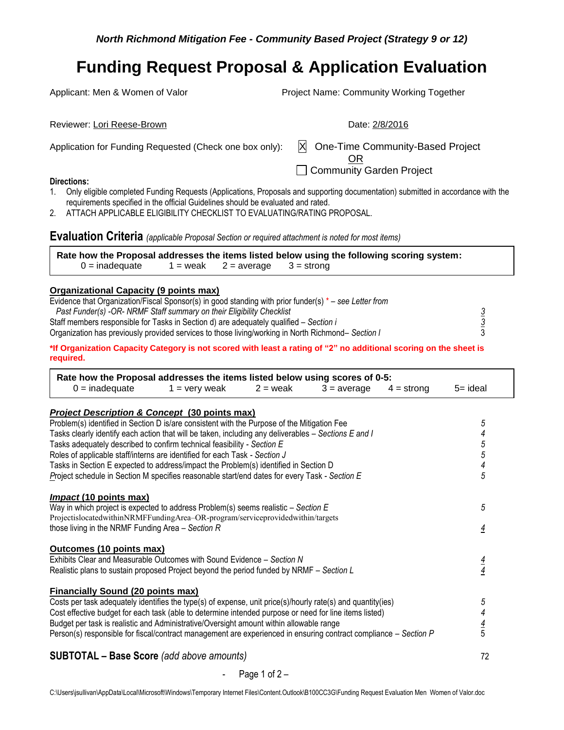*North Richmond Mitigation Fee - Community Based Project (Strategy 9 or 12)*

# Funding Request Proposal & Application Evaluation

Applicant: Men & Women of Valor　　　　Project Name: Community Working Together

Reviewer: Lori Reese-Brown　　　　Date: 2/8/2016

Application for Funding Requested (Check one box only): ☒ One-Time Community-Based Project
OR
☐ Community Garden Project

**Directions:**

1. Only eligible completed Funding Requests (Applications, Proposals and supporting documentation) submitted in accordance with the requirements specified in the official Guidelines should be evaluated and rated.
2. ATTACH APPLICABLE ELIGIBILITY CHECKLIST TO EVALUATING/RATING PROPOSAL.

## Evaluation Criteria *(applicable Proposal Section or required attachment is noted for most items)*

**Rate how the Proposal addresses the items listed below using the following scoring system:**
0 = inadequate　1 = weak　2 = average　3 = strong

### Organizational Capacity (9 points max)

| | |
|---|---|
| Evidence that Organization/Fiscal Sponsor(s) in good standing with prior funder(s) * – *see Letter from Past Funder(s) -OR- NRMF Staff summary on their Eligibility Checklist* | 3 |
| Staff members responsible for Tasks in Section d) are adequately qualified – *Section i* | 3 |
| Organization has previously provided services to those living/working in North Richmond– *Section I* | 3 |

**\*If Organization Capacity Category is not scored with least a rating of "2" no additional scoring on the sheet is required.**

**Rate how the Proposal addresses the items listed below using scores of 0-5:**
0 = inadequate　1 = very weak　2 = weak　3 = average　4 = strong　5= ideal

### *Project Description & Concept* (30 points max)

| | |
|---|---|
| Problem(s) identified in Section D is/are consistent with the Purpose of the Mitigation Fee | 5 |
| Tasks clearly identify each action that will be taken, including any deliverables – *Sections E and I* | 4 |
| Tasks adequately described to confirm technical feasibility - *Section E* | 5 |
| Roles of applicable staff/interns are identified for each Task - *Section J* | 5 |
| Tasks in Section E expected to address/impact the Problem(s) identified in Section D | 4 |
| Project schedule in Section M specifies reasonable start/end dates for every Task - *Section E* | 5 |

### *Impact* (10 points max)

| | |
|---|---|
| Way in which project is expected to address Problem(s) seems realistic – *Section E* | 5 |
| Project is located within NRMF Funding Area – OR – program/service provided within/targets those living in the NRMF Funding Area – *Section R* | 4 |

### Outcomes (10 points max)

| | |
|---|---|
| Exhibits Clear and Measurable Outcomes with Sound Evidence – *Section N* | 4 |
| Realistic plans to sustain proposed Project beyond the period funded by NRMF – *Section L* | 4 |

### Financially Sound (20 points max)

| | |
|---|---|
| Costs per task adequately identifies the type(s) of expense, unit price(s)/hourly rate(s) and quantity(ies) | 5 |
| Cost effective budget for each task (able to determine intended purpose or need for line items listed) | 4 |
| Budget per task is realistic and Administrative/Oversight amount within allowable range | 4 |
| Person(s) responsible for fiscal/contract management are experienced in ensuring contract compliance – *Section P* | 5 |

**SUBTOTAL – Base Score** *(add above amounts)*　72

C:\Users\jsullivan\AppData\Local\Microsoft\Windows\Temporary Internet Files\Content.Outlook\B100CC3G\Funding Request Evaluation Men Women of Valor.doc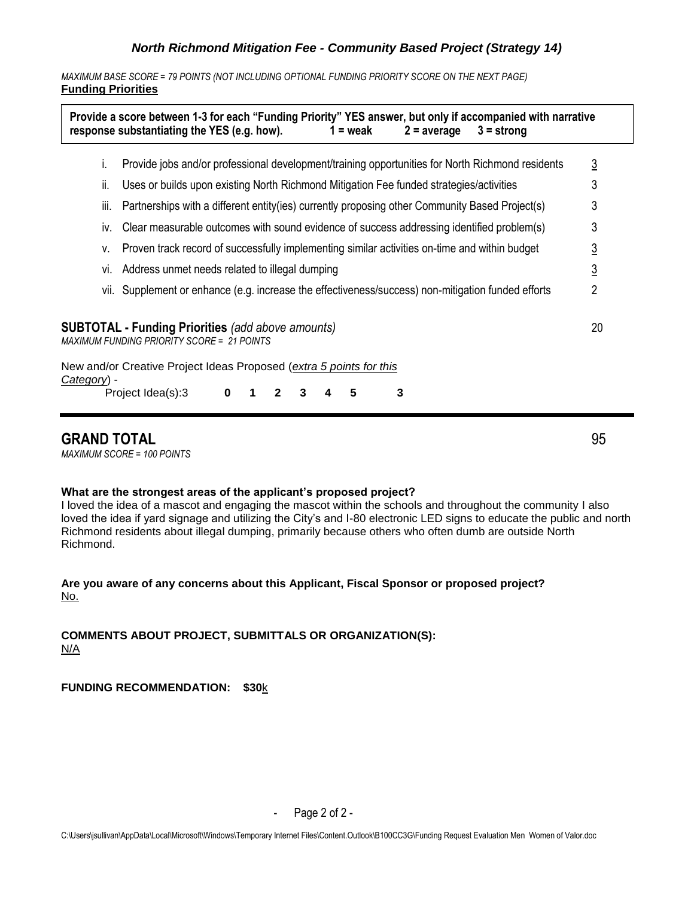### *North Richmond Mitigation Fee - Community Based Project (Strategy 14)*

*MAXIMUM BASE SCORE = 79 POINTS (NOT INCLUDING OPTIONAL FUNDING PRIORITY SCORE ON THE NEXT PAGE)*

**Funding Priorities**

**Provide a score between 1-3 for each "Funding Priority" YES answer, but only if accompanied with narrative response substantiating the YES (e.g. how). 1 = weak 2 = average 3 = strong**

| | | |
|---|---|---|
| i. | Provide jobs and/or professional development/training opportunities for North Richmond residents | 3 |
| ii. | Uses or builds upon existing North Richmond Mitigation Fee funded strategies/activities | 3 |
| iii. | Partnerships with a different entity(ies) currently proposing other Community Based Project(s) | 3 |
| iv. | Clear measurable outcomes with sound evidence of success addressing identified problem(s) | 3 |
| v. | Proven track record of successfully implementing similar activities on-time and within budget | 3 |
| vi. | Address unmet needs related to illegal dumping | 3 |
| vii. | Supplement or enhance (e.g. increase the effectiveness/success) non-mitigation funded efforts | 2 |

**SUBTOTAL - Funding Priorities** *(add above amounts)* 20

*MAXIMUM FUNDING PRIORITY SCORE = 21 POINTS*

New and/or Creative Project Ideas Proposed (*extra 5 points for this Category*) -

Project Idea(s):3 **0 1 2 3 4 5** **3**

## GRAND TOTAL 95

*MAXIMUM SCORE = 100 POINTS*

**What are the strongest areas of the applicant's proposed project?**

I loved the idea of a mascot and engaging the mascot within the schools and throughout the community I also loved the idea if yard signage and utilizing the City's and I-80 electronic LED signs to educate the public and north Richmond residents about illegal dumping, primarily because others who often dumb are outside North Richmond.

**Are you aware of any concerns about this Applicant, Fiscal Sponsor or proposed project?**

No.

**COMMENTS ABOUT PROJECT, SUBMITTALS OR ORGANIZATION(S):**

N/A

**FUNDING RECOMMENDATION: $30**k

C:\Users\jsullivan\AppData\Local\Microsoft\Windows\Temporary Internet Files\Content.Outlook\B100CC3G\Funding Request Evaluation Men Women of Valor.doc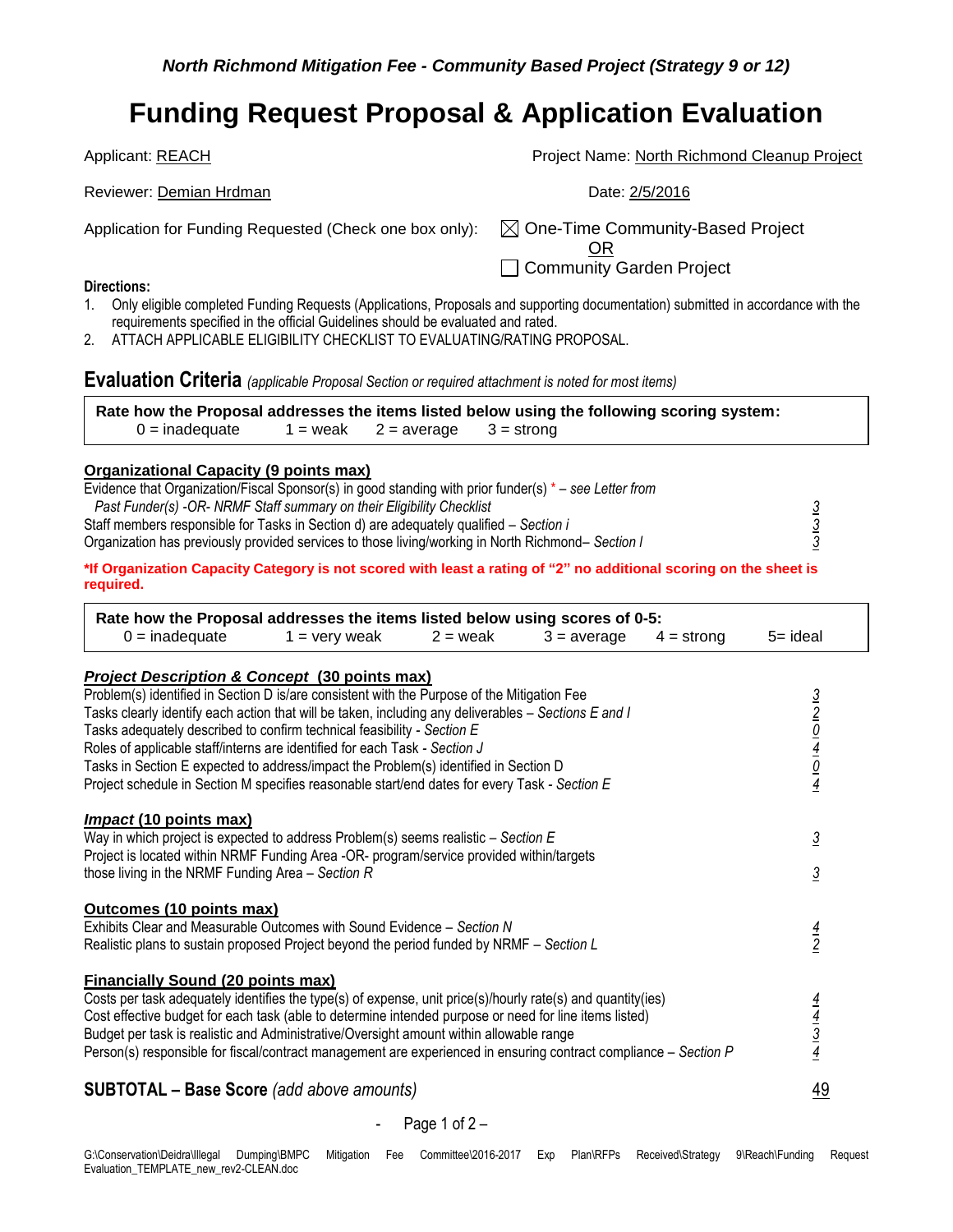*North Richmond Mitigation Fee - Community Based Project (Strategy 9 or 12)*

# Funding Request Proposal & Application Evaluation

Applicant: REACH Project Name: North Richmond Cleanup Project

Reviewer: Demian Hrdman Date: 2/5/2016

Application for Funding Requested (Check one box only): ☒ One-Time Community-Based Project
OR
☐ Community Garden Project

**Directions:**

1. Only eligible completed Funding Requests (Applications, Proposals and supporting documentation) submitted in accordance with the requirements specified in the official Guidelines should be evaluated and rated.
2. ATTACH APPLICABLE ELIGIBILITY CHECKLIST TO EVALUATING/RATING PROPOSAL.

## Evaluation Criteria *(applicable Proposal Section or required attachment is noted for most items)*

**Rate how the Proposal addresses the items listed below using the following scoring system:**
0 = inadequate 1 = weak 2 = average 3 = strong

### Organizational Capacity (9 points max)

| Criteria | Score |
|---|---|
| Evidence that Organization/Fiscal Sponsor(s) in good standing with prior funder(s) * – *see Letter from Past Funder(s) -OR- NRMF Staff summary on their Eligibility Checklist* | 3 |
| Staff members responsible for Tasks in Section d) are adequately qualified – *Section i* | 3 |
| Organization has previously provided services to those living/working in North Richmond– *Section I* | 3 |

***If Organization Capacity Category is not scored with least a rating of "2" no additional scoring on the sheet is required.**

**Rate how the Proposal addresses the items listed below using scores of 0-5:**
0 = inadequate 1 = very weak 2 = weak 3 = average 4 = strong 5= ideal

### *Project Description & Concept* (30 points max)

| Criteria | Score |
|---|---|
| Problem(s) identified in Section D is/are consistent with the Purpose of the Mitigation Fee | 3 |
| Tasks clearly identify each action that will be taken, including any deliverables – *Sections E and I* | 2 |
| Tasks adequately described to confirm technical feasibility - *Section E* | 0 |
| Roles of applicable staff/interns are identified for each Task - *Section J* | 4 |
| Tasks in Section E expected to address/impact the Problem(s) identified in Section D | 0 |
| Project schedule in Section M specifies reasonable start/end dates for every Task - *Section E* | 4 |

### *Impact* (10 points max)

| Criteria | Score |
|---|---|
| Way in which project is expected to address Problem(s) seems realistic – *Section E* | 3 |
| Project is located within NRMF Funding Area -OR- program/service provided within/targets those living in the NRMF Funding Area – *Section R* | 3 |

### Outcomes (10 points max)

| Criteria | Score |
|---|---|
| Exhibits Clear and Measurable Outcomes with Sound Evidence – *Section N* | 4 |
| Realistic plans to sustain proposed Project beyond the period funded by NRMF – *Section L* | 2 |

### Financially Sound (20 points max)

| Criteria | Score |
|---|---|
| Costs per task adequately identifies the type(s) of expense, unit price(s)/hourly rate(s) and quantity(ies) | 4 |
| Cost effective budget for each task (able to determine intended purpose or need for line items listed) | 4 |
| Budget per task is realistic and Administrative/Oversight amount within allowable range | 3 |
| Person(s) responsible for fiscal/contract management are experienced in ensuring contract compliance – *Section P* | 4 |

**SUBTOTAL – Base Score** *(add above amounts)* 49

G:\Conservation\Deidra\Illegal Dumping\BMPC Mitigation Fee Committee\2016-2017 Exp Plan\RFPs Received\Strategy 9\Reach\Funding Request Evaluation_TEMPLATE_new_rev2-CLEAN.doc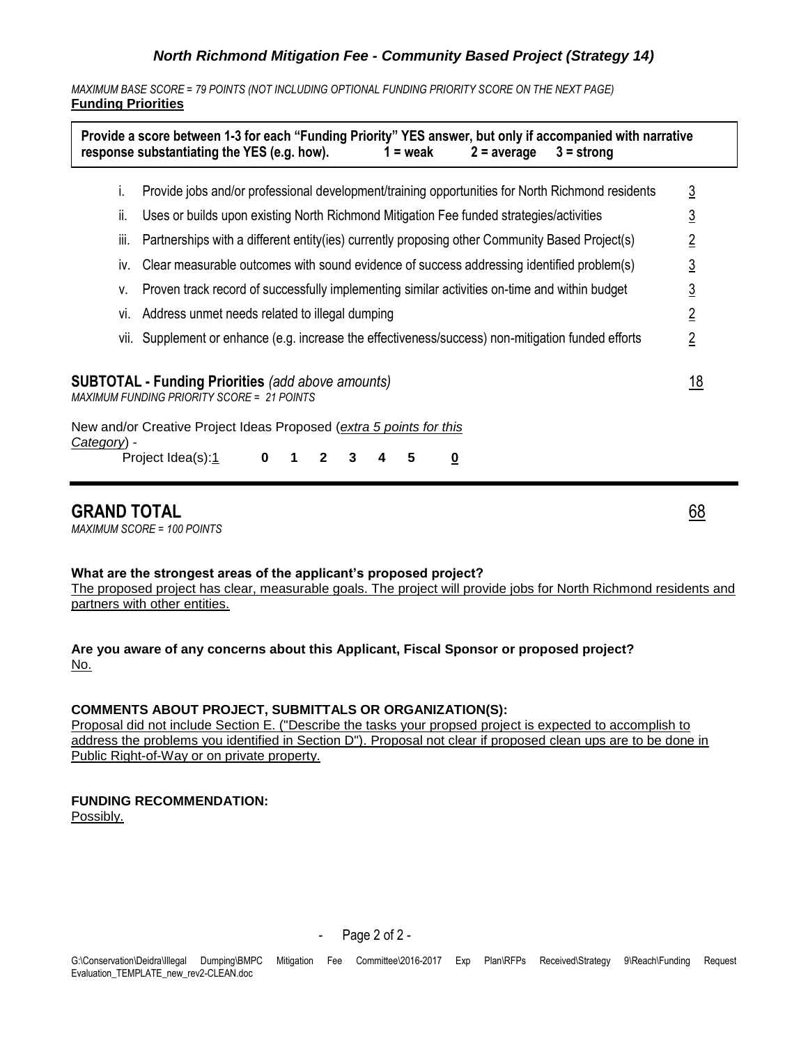### *North Richmond Mitigation Fee - Community Based Project (Strategy 14)*

*MAXIMUM BASE SCORE = 79 POINTS (NOT INCLUDING OPTIONAL FUNDING PRIORITY SCORE ON THE NEXT PAGE)*

**Funding Priorities**

**Provide a score between 1-3 for each "Funding Priority" YES answer, but only if accompanied with narrative response substantiating the YES (e.g. how). 1 = weak 2 = average 3 = strong**

| | | |
|---|---|---|
| i. | Provide jobs and/or professional development/training opportunities for North Richmond residents | 3 |
| ii. | Uses or builds upon existing North Richmond Mitigation Fee funded strategies/activities | 3 |
| iii. | Partnerships with a different entity(ies) currently proposing other Community Based Project(s) | 2 |
| iv. | Clear measurable outcomes with sound evidence of success addressing identified problem(s) | 3 |
| v. | Proven track record of successfully implementing similar activities on-time and within budget | 3 |
| vi. | Address unmet needs related to illegal dumping | 2 |
| vii. | Supplement or enhance (e.g. increase the effectiveness/success) non-mitigation funded efforts | 2 |

**SUBTOTAL - Funding Priorities** *(add above amounts)* 18

*MAXIMUM FUNDING PRIORITY SCORE = 21 POINTS*

New and/or Creative Project Ideas Proposed (*extra 5 points for this Category*) -

Project Idea(s):1 **0 1 2 3 4 5** **0**

## GRAND TOTAL 68

*MAXIMUM SCORE = 100 POINTS*

**What are the strongest areas of the applicant's proposed project?**

The proposed project has clear, measurable goals. The project will provide jobs for North Richmond residents and partners with other entities.

**Are you aware of any concerns about this Applicant, Fiscal Sponsor or proposed project?**

No.

**COMMENTS ABOUT PROJECT, SUBMITTALS OR ORGANIZATION(S):**

Proposal did not include Section E. ("Describe the tasks your propsed project is expected to accomplish to address the problems you identified in Section D"). Proposal not clear if proposed clean ups are to be done in Public Right-of-Way or on private property.

**FUNDING RECOMMENDATION:**

Possibly.

G:\Conservation\Deidra\Illegal Dumping\BMPC Mitigation Fee Committee\2016-2017 Exp Plan\RFPs Received\Strategy 9\Reach\Funding Request Evaluation_TEMPLATE_new_rev2-CLEAN.doc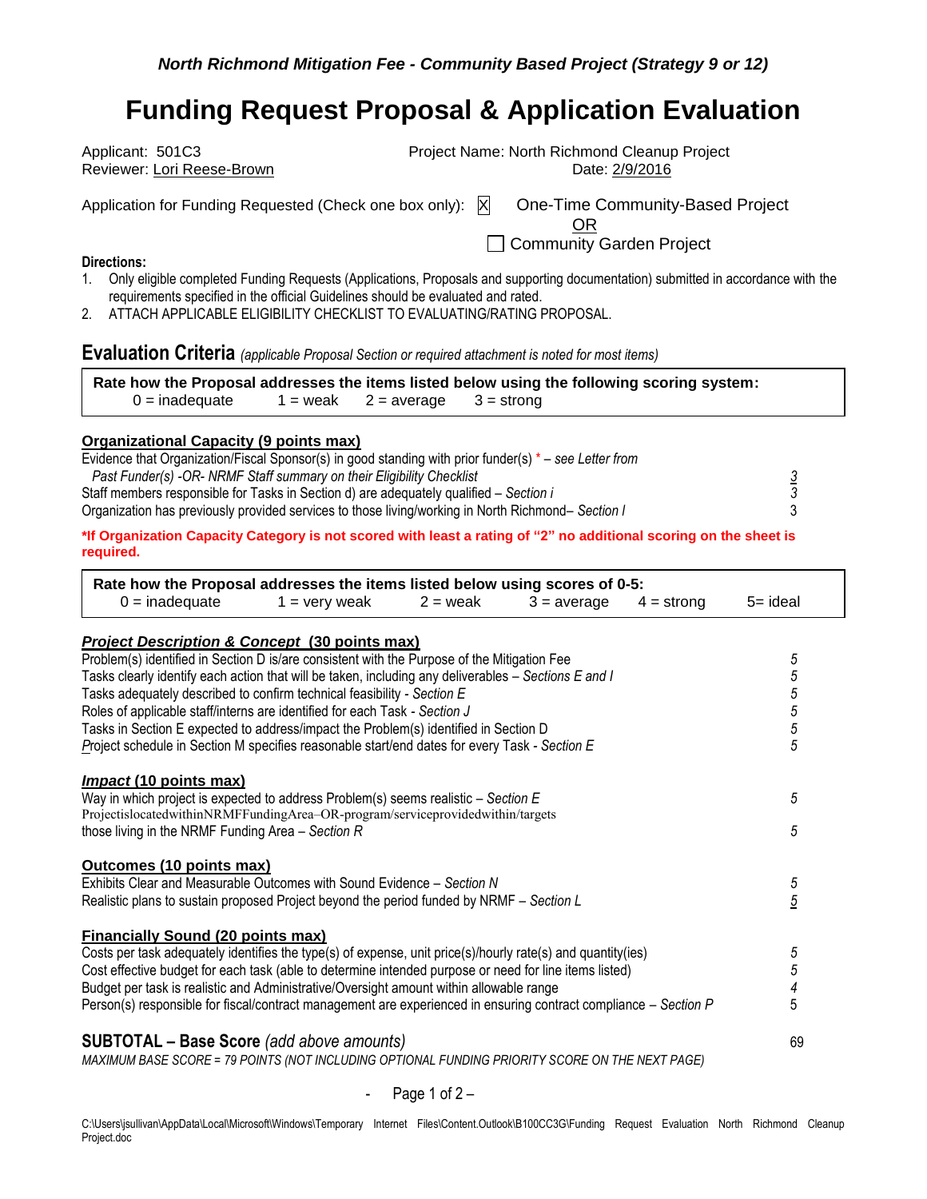*North Richmond Mitigation Fee - Community Based Project (Strategy 9 or 12)*

# Funding Request Proposal & Application Evaluation

Applicant: 501C3 | Project Name: North Richmond Cleanup Project
Reviewer: Lori Reese-Brown | Date: 2/9/2016

Application for Funding Requested (Check one box only): ☒ One-Time Community-Based Project
OR
☐ Community Garden Project

**Directions:**

1. Only eligible completed Funding Requests (Applications, Proposals and supporting documentation) submitted in accordance with the requirements specified in the official Guidelines should be evaluated and rated.
2. ATTACH APPLICABLE ELIGIBILITY CHECKLIST TO EVALUATING/RATING PROPOSAL.

## Evaluation Criteria *(applicable Proposal Section or required attachment is noted for most items)*

**Rate how the Proposal addresses the items listed below using the following scoring system:**
0 = inadequate   1 = weak   2 = average   3 = strong

### Organizational Capacity (9 points max)

| Criteria | Score |
|---|---|
| Evidence that Organization/Fiscal Sponsor(s) in good standing with prior funder(s) * – *see Letter from Past Funder(s) -OR- NRMF Staff summary on their Eligibility Checklist* | 3 |
| Staff members responsible for Tasks in Section d) are adequately qualified – *Section i* | 3 |
| Organization has previously provided services to those living/working in North Richmond– *Section I* | 3 |

**\*If Organization Capacity Category is not scored with least a rating of "2" no additional scoring on the sheet is required.**

**Rate how the Proposal addresses the items listed below using scores of 0-5:**
0 = inadequate   1 = very weak   2 = weak   3 = average   4 = strong   5= ideal

### *Project Description & Concept* (30 points max)

| Criteria | Score |
|---|---|
| Problem(s) identified in Section D is/are consistent with the Purpose of the Mitigation Fee | 5 |
| Tasks clearly identify each action that will be taken, including any deliverables – *Sections E and I* | 5 |
| Tasks adequately described to confirm technical feasibility - *Section E* | 5 |
| Roles of applicable staff/interns are identified for each Task - *Section J* | 5 |
| Tasks in Section E expected to address/impact the Problem(s) identified in Section D | 5 |
| Project schedule in Section M specifies reasonable start/end dates for every Task - *Section E* | 5 |

### *Impact* (10 points max)

| Criteria | Score |
|---|---|
| Way in which project is expected to address Problem(s) seems realistic – *Section E* | 5 |
| Project is located within NRMF Funding Area – OR - program/service provided within/targets those living in the NRMF Funding Area – *Section R* | 5 |

### Outcomes (10 points max)

| Criteria | Score |
|---|---|
| Exhibits Clear and Measurable Outcomes with Sound Evidence – *Section N* | 5 |
| Realistic plans to sustain proposed Project beyond the period funded by NRMF – *Section L* | 5 |

### Financially Sound (20 points max)

| Criteria | Score |
|---|---|
| Costs per task adequately identifies the type(s) of expense, unit price(s)/hourly rate(s) and quantity(ies) | 5 |
| Cost effective budget for each task (able to determine intended purpose or need for line items listed) | 5 |
| Budget per task is realistic and Administrative/Oversight amount within allowable range | 4 |
| Person(s) responsible for fiscal/contract management are experienced in ensuring contract compliance – *Section P* | 5 |

**SUBTOTAL – Base Score** *(add above amounts)* 69

*MAXIMUM BASE SCORE = 79 POINTS (NOT INCLUDING OPTIONAL FUNDING PRIORITY SCORE ON THE NEXT PAGE)*

C:\Users\jsullivan\AppData\Local\Microsoft\Windows\Temporary Internet Files\Content.Outlook\B100CC3G\Funding Request Evaluation North Richmond Cleanup Project.doc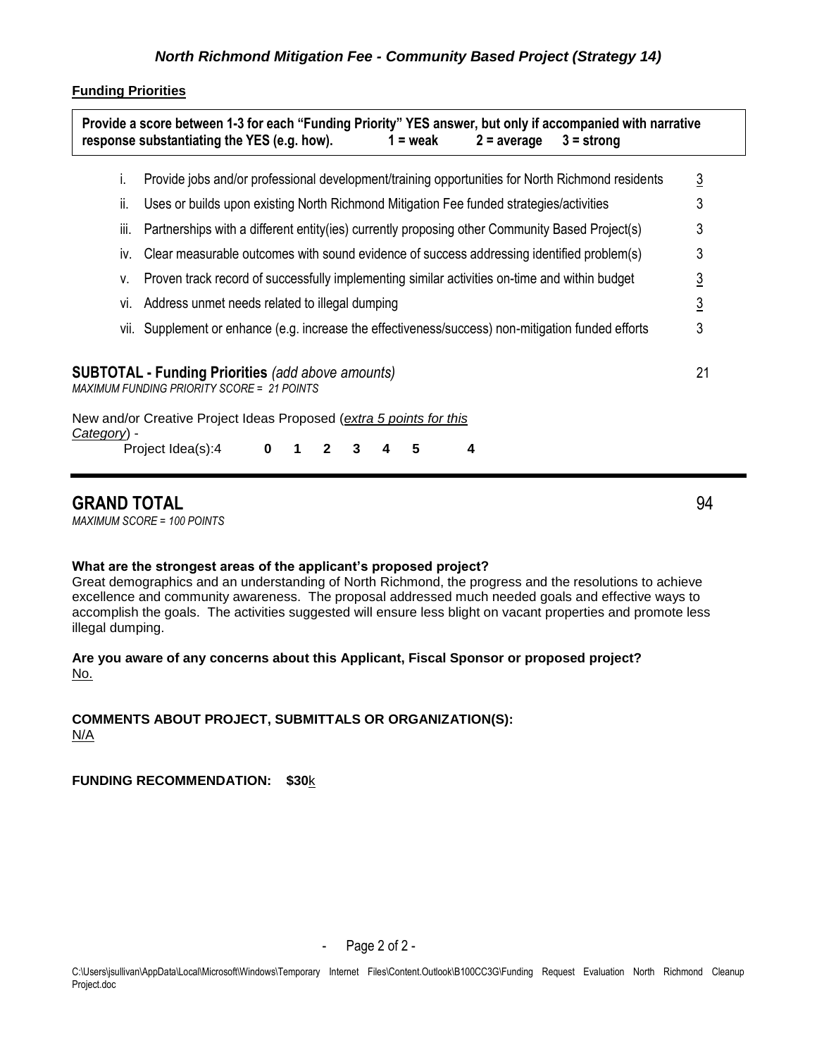### *North Richmond Mitigation Fee - Community Based Project (Strategy 14)*

**Funding Priorities**

**Provide a score between 1-3 for each "Funding Priority" YES answer, but only if accompanied with narrative response substantiating the YES (e.g. how). 1 = weak 2 = average 3 = strong**

| | | |
|---|---|---|
| i. | Provide jobs and/or professional development/training opportunities for North Richmond residents | 3 |
| ii. | Uses or builds upon existing North Richmond Mitigation Fee funded strategies/activities | 3 |
| iii. | Partnerships with a different entity(ies) currently proposing other Community Based Project(s) | 3 |
| iv. | Clear measurable outcomes with sound evidence of success addressing identified problem(s) | 3 |
| v. | Proven track record of successfully implementing similar activities on-time and within budget | 3 |
| vi. | Address unmet needs related to illegal dumping | 3 |
| vii. | Supplement or enhance (e.g. increase the effectiveness/success) non-mitigation funded efforts | 3 |

**SUBTOTAL - Funding Priorities** *(add above amounts)* 21

*MAXIMUM FUNDING PRIORITY SCORE = 21 POINTS*

New and/or Creative Project Ideas Proposed (*extra 5 points for this Category*) -

Project Idea(s):4 **0 1 2 3 4 5** **4**

## GRAND TOTAL 94

*MAXIMUM SCORE = 100 POINTS*

**What are the strongest areas of the applicant's proposed project?**

Great demographics and an understanding of North Richmond, the progress and the resolutions to achieve excellence and community awareness. The proposal addressed much needed goals and effective ways to accomplish the goals. The activities suggested will ensure less blight on vacant properties and promote less illegal dumping.

**Are you aware of any concerns about this Applicant, Fiscal Sponsor or proposed project?**

No.

**COMMENTS ABOUT PROJECT, SUBMITTALS OR ORGANIZATION(S):**

N/A

**FUNDING RECOMMENDATION: $30**k

C:\Users\jsullivan\AppData\Local\Microsoft\Windows\Temporary Internet Files\Content.Outlook\B100CC3G\Funding Request Evaluation North Richmond Cleanup Project.doc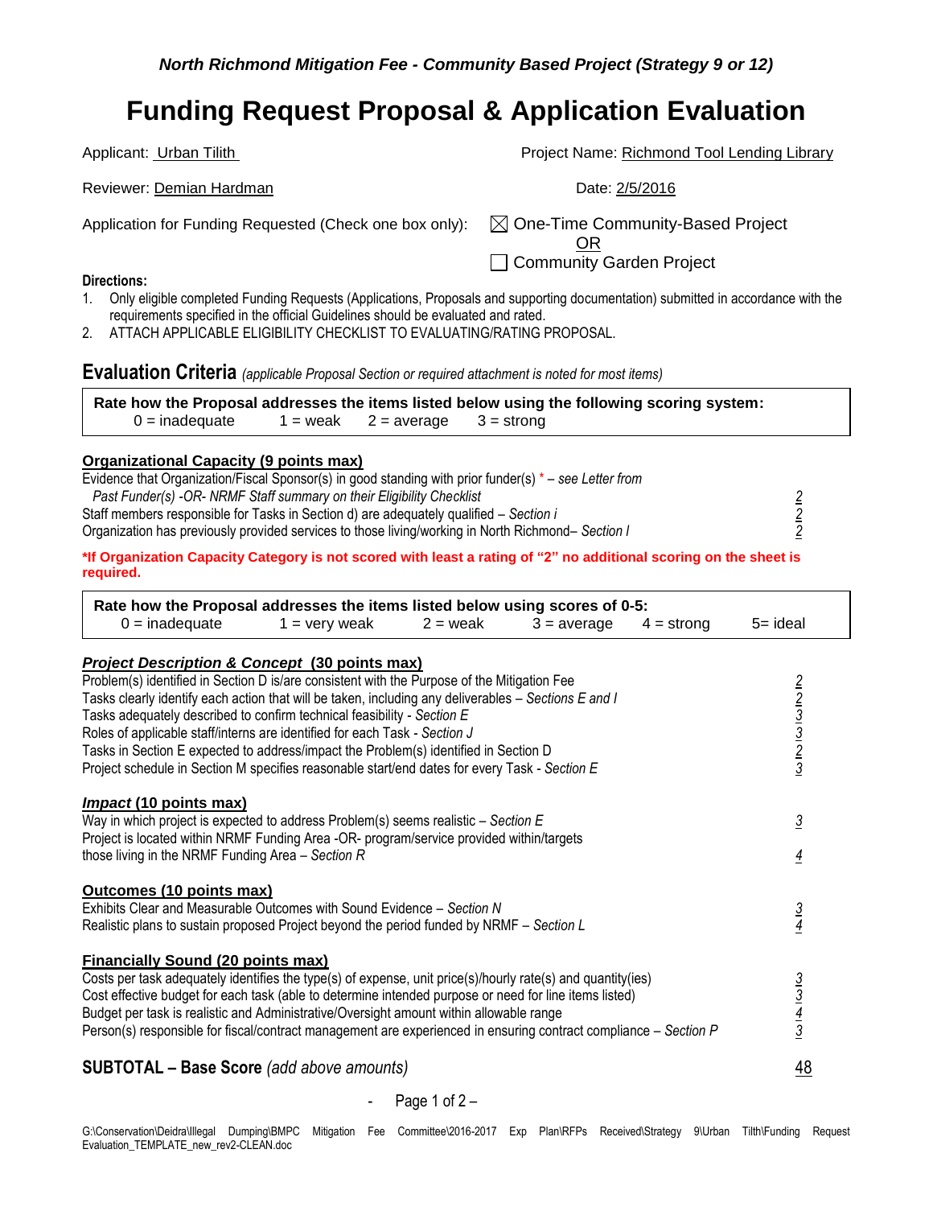*North Richmond Mitigation Fee - Community Based Project (Strategy 9 or 12)*

# Funding Request Proposal & Application Evaluation

Applicant: Urban Tilith Project Name: Richmond Tool Lending Library

Reviewer: Demian Hardman Date: 2/5/2016

Application for Funding Requested (Check one box only): ☒ One-Time Community-Based Project
OR
☐ Community Garden Project

**Directions:**

1. Only eligible completed Funding Requests (Applications, Proposals and supporting documentation) submitted in accordance with the requirements specified in the official Guidelines should be evaluated and rated.
2. ATTACH APPLICABLE ELIGIBILITY CHECKLIST TO EVALUATING/RATING PROPOSAL.

## Evaluation Criteria *(applicable Proposal Section or required attachment is noted for most items)*

**Rate how the Proposal addresses the items listed below using the following scoring system:**
0 = inadequate 1 = weak 2 = average 3 = strong

**Organizational Capacity (9 points max)**

| | |
|---|---|
| Evidence that Organization/Fiscal Sponsor(s) in good standing with prior funder(s) * – *see Letter from Past Funder(s) -OR- NRMF Staff summary on their Eligibility Checklist* | 2 |
| Staff members responsible for Tasks in Section d) are adequately qualified – *Section i* | 2 |
| Organization has previously provided services to those living/working in North Richmond– *Section I* | 2 |

***If Organization Capacity Category is not scored with least a rating of "2" no additional scoring on the sheet is required.**

**Rate how the Proposal addresses the items listed below using scores of 0-5:**
0 = inadequate 1 = very weak 2 = weak 3 = average 4 = strong 5= ideal

***Project Description & Concept* (30 points max)**

| | |
|---|---|
| Problem(s) identified in Section D is/are consistent with the Purpose of the Mitigation Fee | 2 |
| Tasks clearly identify each action that will be taken, including any deliverables – *Sections E and I* | 2 |
| Tasks adequately described to confirm technical feasibility - *Section E* | 3 |
| Roles of applicable staff/interns are identified for each Task - *Section J* | 3 |
| Tasks in Section E expected to address/impact the Problem(s) identified in Section D | 2 |
| Project schedule in Section M specifies reasonable start/end dates for every Task - *Section E* | 3 |

***Impact* (10 points max)**

| | |
|---|---|
| Way in which project is expected to address Problem(s) seems realistic – *Section E* | 3 |
| Project is located within NRMF Funding Area -OR- program/service provided within/targets those living in the NRMF Funding Area – *Section R* | 4 |

**Outcomes (10 points max)**

| | |
|---|---|
| Exhibits Clear and Measurable Outcomes with Sound Evidence – *Section N* | 3 |
| Realistic plans to sustain proposed Project beyond the period funded by NRMF – *Section L* | 4 |

**Financially Sound (20 points max)**

| | |
|---|---|
| Costs per task adequately identifies the type(s) of expense, unit price(s)/hourly rate(s) and quantity(ies) | 3 |
| Cost effective budget for each task (able to determine intended purpose or need for line items listed) | 3 |
| Budget per task is realistic and Administrative/Oversight amount within allowable range | 4 |
| Person(s) responsible for fiscal/contract management are experienced in ensuring contract compliance – *Section P* | 3 |

**SUBTOTAL – Base Score** *(add above amounts)* 48

G:\Conservation\Deidra\Illegal Dumping\BMPC Mitigation Fee Committee\2016-2017 Exp Plan\RFPs Received\Strategy 9\Urban Tilth\Funding Request Evaluation_TEMPLATE_new_rev2-CLEAN.doc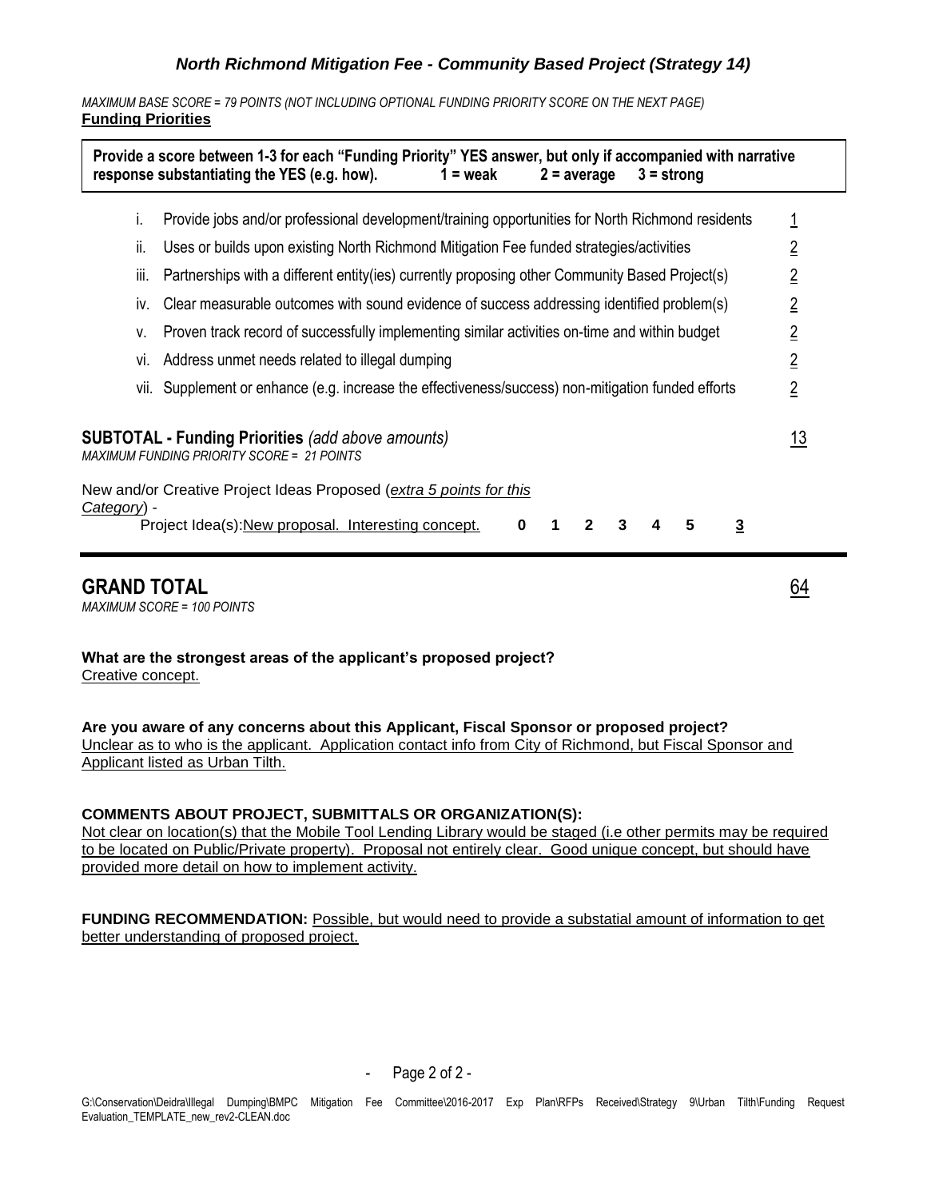### *North Richmond Mitigation Fee - Community Based Project (Strategy 14)*

*MAXIMUM BASE SCORE = 79 POINTS (NOT INCLUDING OPTIONAL FUNDING PRIORITY SCORE ON THE NEXT PAGE)*

**Funding Priorities**

**Provide a score between 1-3 for each "Funding Priority" YES answer, but only if accompanied with narrative response substantiating the YES (e.g. how). 1 = weak 2 = average 3 = strong**

| | | |
|---|---|---|
| i. | Provide jobs and/or professional development/training opportunities for North Richmond residents | 1 |
| ii. | Uses or builds upon existing North Richmond Mitigation Fee funded strategies/activities | 2 |
| iii. | Partnerships with a different entity(ies) currently proposing other Community Based Project(s) | 2 |
| iv. | Clear measurable outcomes with sound evidence of success addressing identified problem(s) | 2 |
| v. | Proven track record of successfully implementing similar activities on-time and within budget | 2 |
| vi. | Address unmet needs related to illegal dumping | 2 |
| vii. | Supplement or enhance (e.g. increase the effectiveness/success) non-mitigation funded efforts | 2 |

**SUBTOTAL - Funding Priorities** *(add above amounts)* 13

*MAXIMUM FUNDING PRIORITY SCORE = 21 POINTS*

New and/or Creative Project Ideas Proposed (*extra 5 points for this Category*) -

Project Idea(s): New proposal. Interesting concept. **0 1 2 3 4 5** **3**

## GRAND TOTAL 64

*MAXIMUM SCORE = 100 POINTS*

**What are the strongest areas of the applicant's proposed project?**

Creative concept.

**Are you aware of any concerns about this Applicant, Fiscal Sponsor or proposed project?**

Unclear as to who is the applicant. Application contact info from City of Richmond, but Fiscal Sponsor and Applicant listed as Urban Tilth.

**COMMENTS ABOUT PROJECT, SUBMITTALS OR ORGANIZATION(S):**

Not clear on location(s) that the Mobile Tool Lending Library would be staged (i.e other permits may be required to be located on Public/Private property). Proposal not entirely clear. Good unique concept, but should have provided more detail on how to implement activity.

**FUNDING RECOMMENDATION:** Possible, but would need to provide a substatial amount of information to get better understanding of proposed project.

G:\Conservation\Deidra\Illegal Dumping\BMPC Mitigation Fee Committee\2016-2017 Exp Plan\RFPs Received\Strategy 9\Urban Tilth\Funding Request Evaluation_TEMPLATE_new_rev2-CLEAN.doc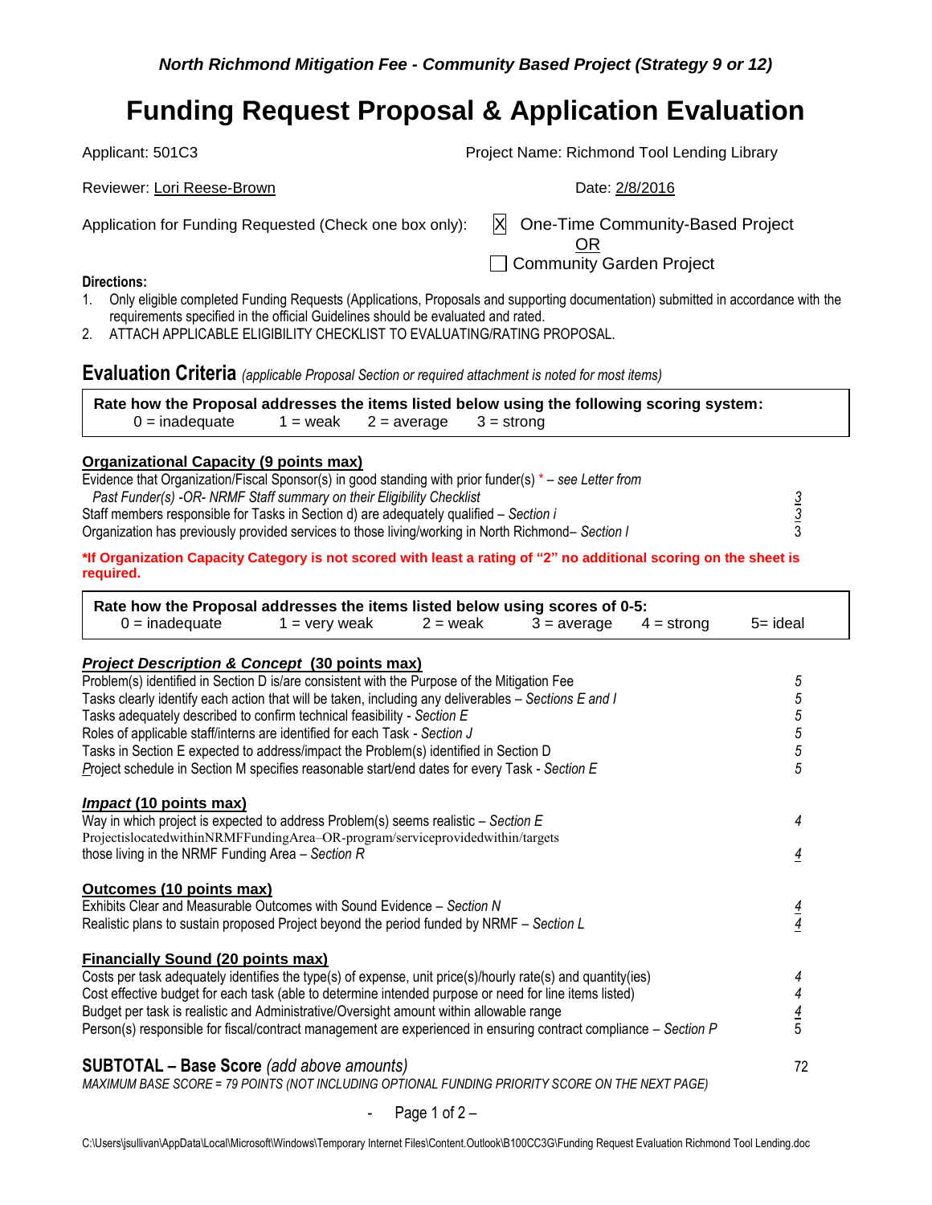*North Richmond Mitigation Fee - Community Based Project (Strategy 9 or 12)*

# Funding Request Proposal & Application Evaluation

Applicant: 501C3 Project Name: Richmond Tool Lending Library

Reviewer: Lori Reese-Brown Date: 2/8/2016

Application for Funding Requested (Check one box only): ☒ One-Time Community-Based Project OR ☐ Community Garden Project

**Directions:**

1. Only eligible completed Funding Requests (Applications, Proposals and supporting documentation) submitted in accordance with the requirements specified in the official Guidelines should be evaluated and rated.
2. ATTACH APPLICABLE ELIGIBILITY CHECKLIST TO EVALUATING/RATING PROPOSAL.

## Evaluation Criteria *(applicable Proposal Section or required attachment is noted for most items)*

**Rate how the Proposal addresses the items listed below using the following scoring system:**
0 = inadequate 1 = weak 2 = average 3 = strong

### Organizational Capacity (9 points max)

| | |
|---|---|
| Evidence that Organization/Fiscal Sponsor(s) in good standing with prior funder(s) * – *see Letter from Past Funder(s) -OR- NRMF Staff summary on their Eligibility Checklist* | 3 |
| Staff members responsible for Tasks in Section d) are adequately qualified – *Section i* | 3 |
| Organization has previously provided services to those living/working in North Richmond– *Section I* | 3 |

**\*If Organization Capacity Category is not scored with least a rating of "2" no additional scoring on the sheet is required.**

**Rate how the Proposal addresses the items listed below using scores of 0-5:**
0 = inadequate 1 = very weak 2 = weak 3 = average 4 = strong 5= ideal

### *Project Description & Concept* (30 points max)

| | |
|---|---|
| Problem(s) identified in Section D is/are consistent with the Purpose of the Mitigation Fee | 5 |
| Tasks clearly identify each action that will be taken, including any deliverables – *Sections E and I* | 5 |
| Tasks adequately described to confirm technical feasibility - *Section E* | 5 |
| Roles of applicable staff/interns are identified for each Task - *Section J* | 5 |
| Tasks in Section E expected to address/impact the Problem(s) identified in Section D | 5 |
| Project schedule in Section M specifies reasonable start/end dates for every Task - *Section E* | 5 |

### *Impact* (10 points max)

| | |
|---|---|
| Way in which project is expected to address Problem(s) seems realistic – *Section E* | 4 |
| Project is located within NRMF Funding Area – OR- program/service provided within/targets those living in the NRMF Funding Area – *Section R* | 4 |

### Outcomes (10 points max)

| | |
|---|---|
| Exhibits Clear and Measurable Outcomes with Sound Evidence – *Section N* | 4 |
| Realistic plans to sustain proposed Project beyond the period funded by NRMF – *Section L* | 4 |

### Financially Sound (20 points max)

| | |
|---|---|
| Costs per task adequately identifies the type(s) of expense, unit price(s)/hourly rate(s) and quantity(ies) | 4 |
| Cost effective budget for each task (able to determine intended purpose or need for line items listed) | 4 |
| Budget per task is realistic and Administrative/Oversight amount within allowable range | 4 |
| Person(s) responsible for fiscal/contract management are experienced in ensuring contract compliance – *Section P* | 5 |

**SUBTOTAL – Base Score** *(add above amounts)* 72

*MAXIMUM BASE SCORE = 79 POINTS (NOT INCLUDING OPTIONAL FUNDING PRIORITY SCORE ON THE NEXT PAGE)*

C:\Users\jsullivan\AppData\Local\Microsoft\Windows\Temporary Internet Files\Content.Outlook\B100CC3G\Funding Request Evaluation Richmond Tool Lending.doc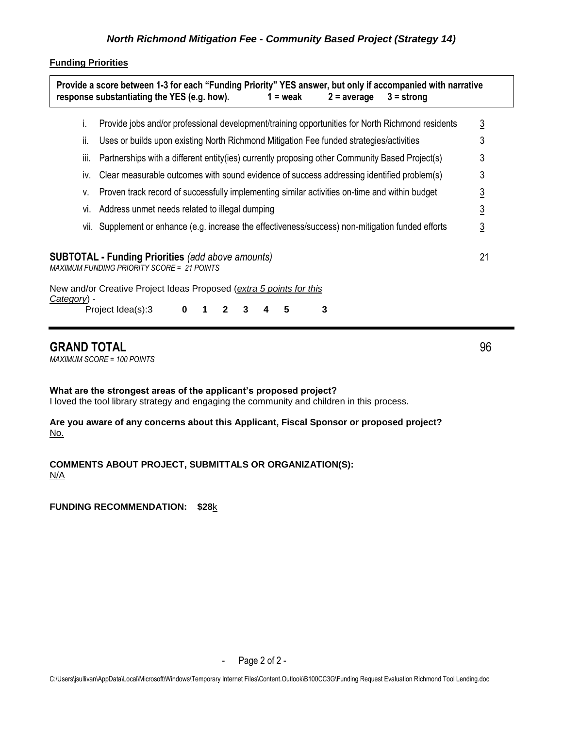## North Richmond Mitigation Fee - Community Based Project (Strategy 14)

**Funding Priorities**

**Provide a score between 1-3 for each "Funding Priority" YES answer, but only if accompanied with narrative response substantiating the YES (e.g. how). 1 = weak 2 = average 3 = strong**

| | | |
|---|---|---|
| i. | Provide jobs and/or professional development/training opportunities for North Richmond residents | 3 |
| ii. | Uses or builds upon existing North Richmond Mitigation Fee funded strategies/activities | 3 |
| iii. | Partnerships with a different entity(ies) currently proposing other Community Based Project(s) | 3 |
| iv. | Clear measurable outcomes with sound evidence of success addressing identified problem(s) | 3 |
| v. | Proven track record of successfully implementing similar activities on-time and within budget | 3 |
| vi. | Address unmet needs related to illegal dumping | 3 |
| vii. | Supplement or enhance (e.g. increase the effectiveness/success) non-mitigation funded efforts | 3 |

**SUBTOTAL - Funding Priorities** *(add above amounts)* 21
*MAXIMUM FUNDING PRIORITY SCORE = 21 POINTS*

New and/or Creative Project Ideas Proposed (*extra 5 points for this Category*) -
Project Idea(s):3 **0 1 2 3 4 5** **3**

## GRAND TOTAL 96

*MAXIMUM SCORE = 100 POINTS*

**What are the strongest areas of the applicant's proposed project?**
I loved the tool library strategy and engaging the community and children in this process.

**Are you aware of any concerns about this Applicant, Fiscal Sponsor or proposed project?**
No.

**COMMENTS ABOUT PROJECT, SUBMITTALS OR ORGANIZATION(S):**
N/A

**FUNDING RECOMMENDATION: $28**k

C:\Users\jsullivan\AppData\Local\Microsoft\Windows\Temporary Internet Files\Content.Outlook\B100CC3G\Funding Request Evaluation Richmond Tool Lending.doc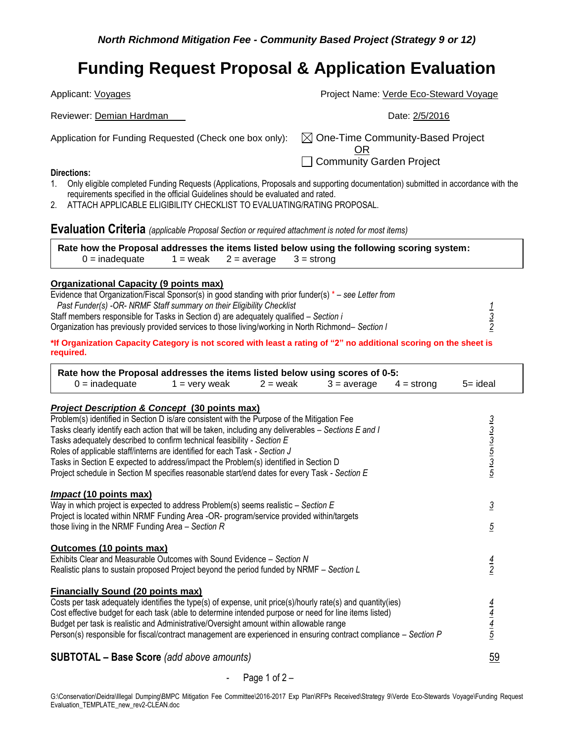*North Richmond Mitigation Fee - Community Based Project (Strategy 9 or 12)*

# Funding Request Proposal & Application Evaluation

Applicant: Voyages — Project Name: Verde Eco-Steward Voyage

Reviewer: Demian Hardman — Date: 2/5/2016

Application for Funding Requested (Check one box only):
☒ One-Time Community-Based Project
OR
☐ Community Garden Project

**Directions:**

1. Only eligible completed Funding Requests (Applications, Proposals and supporting documentation) submitted in accordance with the requirements specified in the official Guidelines should be evaluated and rated.
2. ATTACH APPLICABLE ELIGIBILITY CHECKLIST TO EVALUATING/RATING PROPOSAL.

## Evaluation Criteria *(applicable Proposal Section or required attachment is noted for most items)*

**Rate how the Proposal addresses the items listed below using the following scoring system:**
0 = inadequate   1 = weak   2 = average   3 = strong

### Organizational Capacity (9 points max)

| Criterion | Score |
|---|---|
| Evidence that Organization/Fiscal Sponsor(s) in good standing with prior funder(s) * – *see Letter from Past Funder(s) -OR- NRMF Staff summary on their Eligibility Checklist* | 1 |
| Staff members responsible for Tasks in Section d) are adequately qualified – *Section i* | 3 |
| Organization has previously provided services to those living/working in North Richmond– *Section I* | 2 |

***If Organization Capacity Category is not scored with least a rating of "2" no additional scoring on the sheet is required.**

**Rate how the Proposal addresses the items listed below using scores of 0-5:**
0 = inadequate   1 = very weak   2 = weak   3 = average   4 = strong   5= ideal

### *Project Description & Concept* (30 points max)

| Criterion | Score |
|---|---|
| Problem(s) identified in Section D is/are consistent with the Purpose of the Mitigation Fee | 3 |
| Tasks clearly identify each action that will be taken, including any deliverables – *Sections E and I* | 3 |
| Tasks adequately described to confirm technical feasibility - *Section E* | 3 |
| Roles of applicable staff/interns are identified for each Task - *Section J* | 5 |
| Tasks in Section E expected to address/impact the Problem(s) identified in Section D | 3 |
| Project schedule in Section M specifies reasonable start/end dates for every Task - *Section E* | 5 |

### *Impact* (10 points max)

| Criterion | Score |
|---|---|
| Way in which project is expected to address Problem(s) seems realistic – *Section E* | 3 |
| Project is located within NRMF Funding Area -OR- program/service provided within/targets those living in the NRMF Funding Area – *Section R* | 5 |

### Outcomes (10 points max)

| Criterion | Score |
|---|---|
| Exhibits Clear and Measurable Outcomes with Sound Evidence – *Section N* | 4 |
| Realistic plans to sustain proposed Project beyond the period funded by NRMF – *Section L* | 2 |

### Financially Sound (20 points max)

| Criterion | Score |
|---|---|
| Costs per task adequately identifies the type(s) of expense, unit price(s)/hourly rate(s) and quantity(ies) | 4 |
| Cost effective budget for each task (able to determine intended purpose or need for line items listed) | 4 |
| Budget per task is realistic and Administrative/Oversight amount within allowable range | 4 |
| Person(s) responsible for fiscal/contract management are experienced in ensuring contract compliance – *Section P* | 5 |

**SUBTOTAL – Base Score** *(add above amounts)* **59**

G:\Conservation\Deidra\Illegal Dumping\BMPC Mitigation Fee Committee\2016-2017 Exp Plan\RFPs Received\Strategy 9\Verde Eco-Stewards Voyage\Funding Request Evaluation_TEMPLATE_new_rev2-CLEAN.doc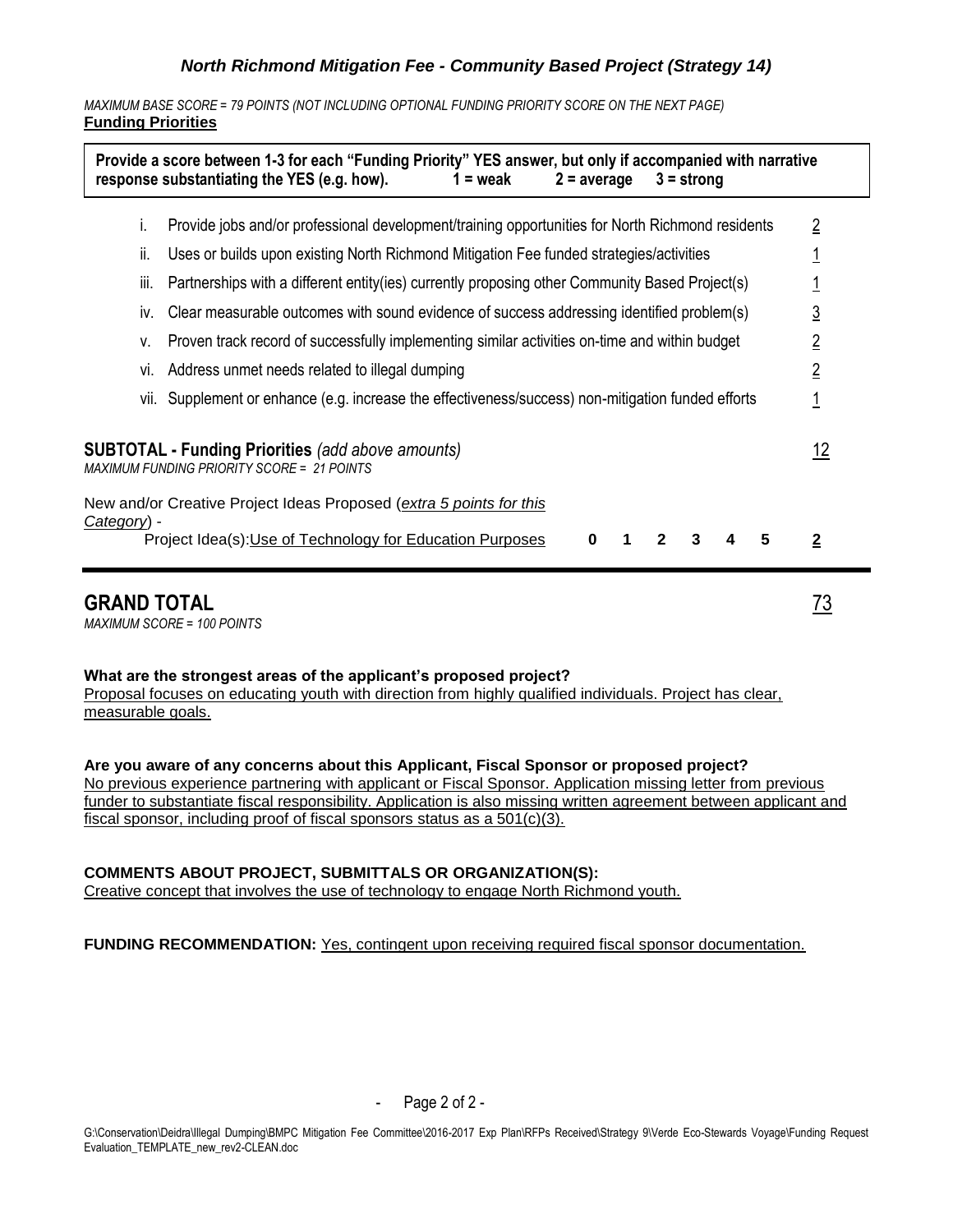### *North Richmond Mitigation Fee - Community Based Project (Strategy 14)*

*MAXIMUM BASE SCORE = 79 POINTS (NOT INCLUDING OPTIONAL FUNDING PRIORITY SCORE ON THE NEXT PAGE)*

**Funding Priorities**

**Provide a score between 1-3 for each "Funding Priority" YES answer, but only if accompanied with narrative response substantiating the YES (e.g. how). 1 = weak 2 = average 3 = strong**

| | | |
|---|---|---|
| i. | Provide jobs and/or professional development/training opportunities for North Richmond residents | 2 |
| ii. | Uses or builds upon existing North Richmond Mitigation Fee funded strategies/activities | 1 |
| iii. | Partnerships with a different entity(ies) currently proposing other Community Based Project(s) | 1 |
| iv. | Clear measurable outcomes with sound evidence of success addressing identified problem(s) | 3 |
| v. | Proven track record of successfully implementing similar activities on-time and within budget | 2 |
| vi. | Address unmet needs related to illegal dumping | 2 |
| vii. | Supplement or enhance (e.g. increase the effectiveness/success) non-mitigation funded efforts | 1 |

**SUBTOTAL - Funding Priorities** *(add above amounts)* 12

*MAXIMUM FUNDING PRIORITY SCORE = 21 POINTS*

New and/or Creative Project Ideas Proposed (*extra 5 points for this Category*) -

Project Idea(s): Use of Technology for Education Purposes 0 1 2 3 4 5 **2**

## GRAND TOTAL 73

*MAXIMUM SCORE = 100 POINTS*

**What are the strongest areas of the applicant's proposed project?**

Proposal focuses on educating youth with direction from highly qualified individuals. Project has clear, measurable goals.

**Are you aware of any concerns about this Applicant, Fiscal Sponsor or proposed project?**

No previous experience partnering with applicant or Fiscal Sponsor. Application missing letter from previous funder to substantiate fiscal responsibility. Application is also missing written agreement between applicant and fiscal sponsor, including proof of fiscal sponsors status as a 501(c)(3).

**COMMENTS ABOUT PROJECT, SUBMITTALS OR ORGANIZATION(S):**

Creative concept that involves the use of technology to engage North Richmond youth.

**FUNDING RECOMMENDATION:** Yes, contingent upon receiving required fiscal sponsor documentation.

G:\Conservation\Deidra\Illegal Dumping\BMPC Mitigation Fee Committee\2016-2017 Exp Plan\RFPs Received\Strategy 9\Verde Eco-Stewards Voyage\Funding Request Evaluation_TEMPLATE_new_rev2-CLEAN.doc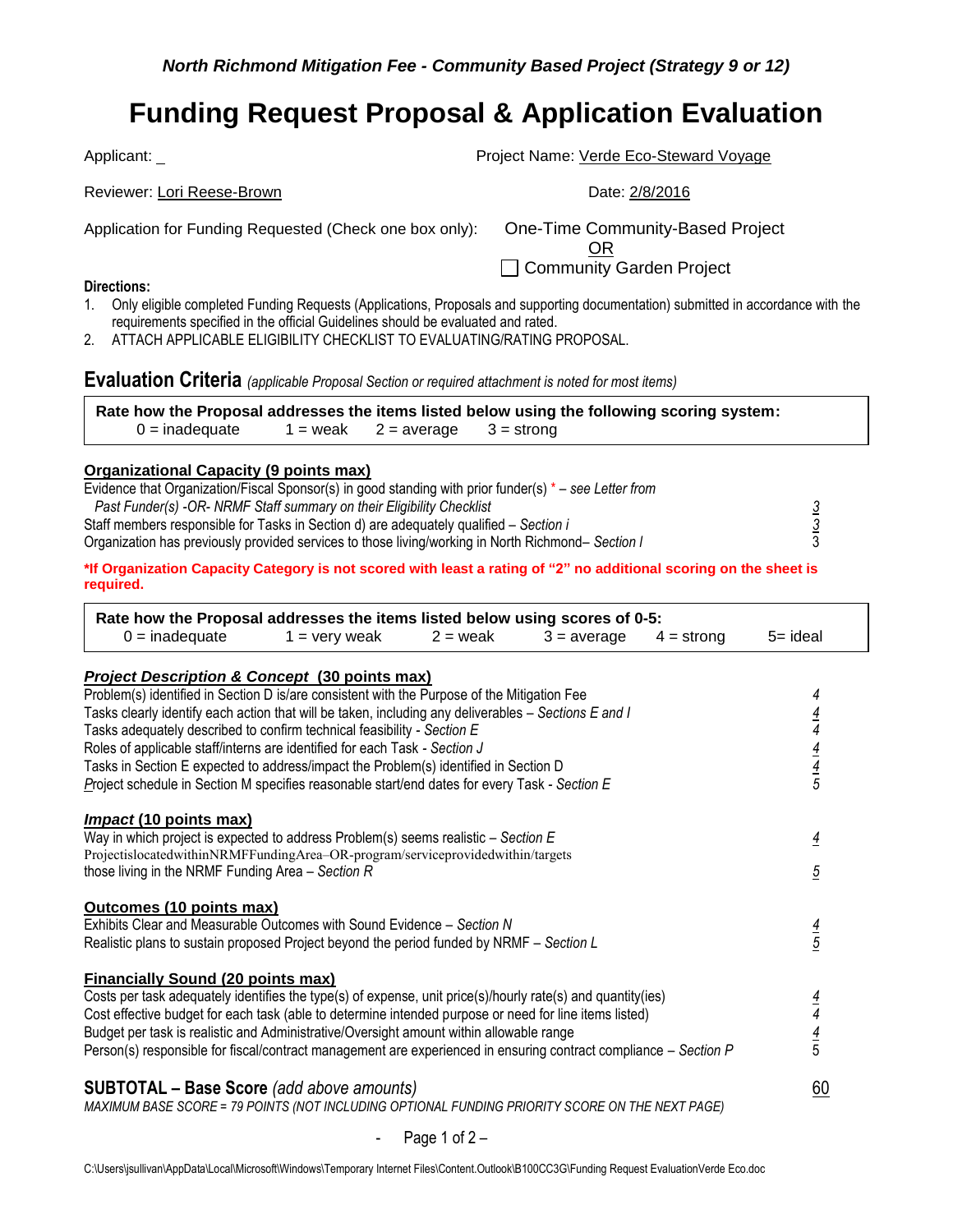*North Richmond Mitigation Fee - Community Based Project (Strategy 9 or 12)*

# Funding Request Proposal & Application Evaluation

Applicant: _ Project Name: Verde Eco-Steward Voyage

Reviewer: Lori Reese-Brown Date: 2/8/2016

Application for Funding Requested (Check one box only): One-Time Community-Based Project
OR
☐ Community Garden Project

**Directions:**

1. Only eligible completed Funding Requests (Applications, Proposals and supporting documentation) submitted in accordance with the requirements specified in the official Guidelines should be evaluated and rated.
2. ATTACH APPLICABLE ELIGIBILITY CHECKLIST TO EVALUATING/RATING PROPOSAL.

## Evaluation Criteria *(applicable Proposal Section or required attachment is noted for most items)*

**Rate how the Proposal addresses the items listed below using the following scoring system:**
0 = inadequate 1 = weak 2 = average 3 = strong

**Organizational Capacity (9 points max)**

| Criteria | Score |
|---|---|
| Evidence that Organization/Fiscal Sponsor(s) in good standing with prior funder(s) * – *see Letter from Past Funder(s) -OR- NRMF Staff summary on their Eligibility Checklist* | 3 |
| Staff members responsible for Tasks in Section d) are adequately qualified – *Section i* | 3 |
| Organization has previously provided services to those living/working in North Richmond– *Section I* | 3 |

***If Organization Capacity Category is not scored with least a rating of "2" no additional scoring on the sheet is required.**

**Rate how the Proposal addresses the items listed below using scores of 0-5:**
0 = inadequate 1 = very weak 2 = weak 3 = average 4 = strong 5= ideal

***Project Description & Concept* (30 points max)**

| Criteria | Score |
|---|---|
| Problem(s) identified in Section D is/are consistent with the Purpose of the Mitigation Fee | 4 |
| Tasks clearly identify each action that will be taken, including any deliverables – *Sections E and I* | 4 |
| Tasks adequately described to confirm technical feasibility - *Section E* | 4 |
| Roles of applicable staff/interns are identified for each Task - *Section J* | 4 |
| Tasks in Section E expected to address/impact the Problem(s) identified in Section D | 4 |
| Project schedule in Section M specifies reasonable start/end dates for every Task - *Section E* | 5 |

***Impact* (10 points max)**

| Criteria | Score |
|---|---|
| Way in which project is expected to address Problem(s) seems realistic – *Section E* | 4 |
| Project is located within NRMF Funding Area – OR- program/service provided within/targets those living in the NRMF Funding Area – *Section R* | 5 |

**Outcomes (10 points max)**

| Criteria | Score |
|---|---|
| Exhibits Clear and Measurable Outcomes with Sound Evidence – *Section N* | 4 |
| Realistic plans to sustain proposed Project beyond the period funded by NRMF – *Section L* | 5 |

**Financially Sound (20 points max)**

| Criteria | Score |
|---|---|
| Costs per task adequately identifies the type(s) of expense, unit price(s)/hourly rate(s) and quantity(ies) | 4 |
| Cost effective budget for each task (able to determine intended purpose or need for line items listed) | 4 |
| Budget per task is realistic and Administrative/Oversight amount within allowable range | 4 |
| Person(s) responsible for fiscal/contract management are experienced in ensuring contract compliance – *Section P* | 5 |

**SUBTOTAL – Base Score** *(add above amounts)* 60

*MAXIMUM BASE SCORE = 79 POINTS (NOT INCLUDING OPTIONAL FUNDING PRIORITY SCORE ON THE NEXT PAGE)*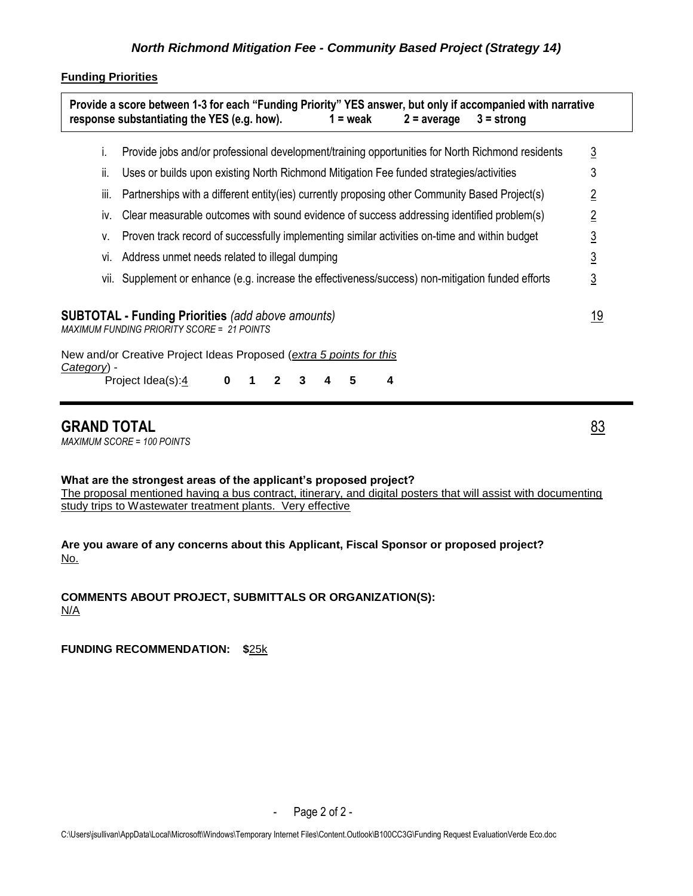***North Richmond Mitigation Fee - Community Based Project (Strategy 14)***

**Funding Priorities**

**Provide a score between 1-3 for each "Funding Priority" YES answer, but only if accompanied with narrative response substantiating the YES (e.g. how).   1 = weak   2 = average   3 = strong**

| | | |
|---|---|---|
| i. | Provide jobs and/or professional development/training opportunities for North Richmond residents | 3 |
| ii. | Uses or builds upon existing North Richmond Mitigation Fee funded strategies/activities | 3 |
| iii. | Partnerships with a different entity(ies) currently proposing other Community Based Project(s) | 2 |
| iv. | Clear measurable outcomes with sound evidence of success addressing identified problem(s) | 2 |
| v. | Proven track record of successfully implementing similar activities on-time and within budget | 3 |
| vi. | Address unmet needs related to illegal dumping | 3 |
| vii. | Supplement or enhance (e.g. increase the effectiveness/success) non-mitigation funded efforts | 3 |

**SUBTOTAL - Funding Priorities** *(add above amounts)* 19
*MAXIMUM FUNDING PRIORITY SCORE = 21 POINTS*

New and/or Creative Project Ideas Proposed (*extra 5 points for this Category*) -
Project Idea(s): 4   **0 1 2 3 4 5**   **4**

## GRAND TOTAL

83

*MAXIMUM SCORE = 100 POINTS*

**What are the strongest areas of the applicant's proposed project?**
The proposal mentioned having a bus contract, itinerary, and digital posters that will assist with documenting study trips to Wastewater treatment plants. Very effective

**Are you aware of any concerns about this Applicant, Fiscal Sponsor or proposed project?**
No.

**COMMENTS ABOUT PROJECT, SUBMITTALS OR ORGANIZATION(S):**
N/A

**FUNDING RECOMMENDATION: $**25k

C:\Users\jsullivan\AppData\Local\Microsoft\Windows\Temporary Internet Files\Content.Outlook\B100CC3G\Funding Request EvaluationVerde Eco.doc